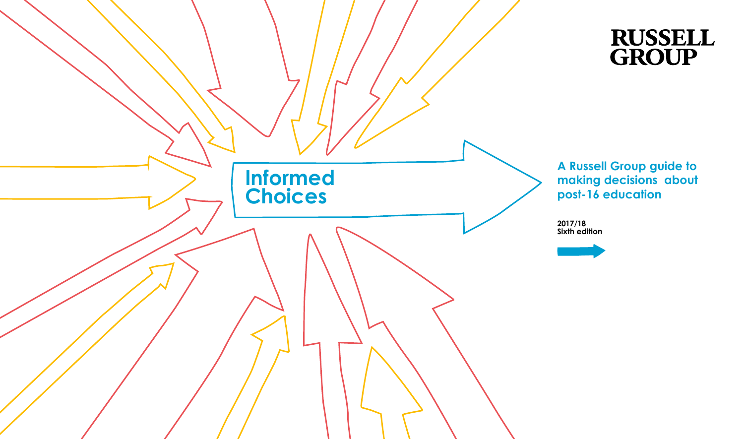# Informed Choices

RUSSELL GROUP

**A Russell Group guide to making decisions about post-16 education**

**2017/18**
**Sixth edition**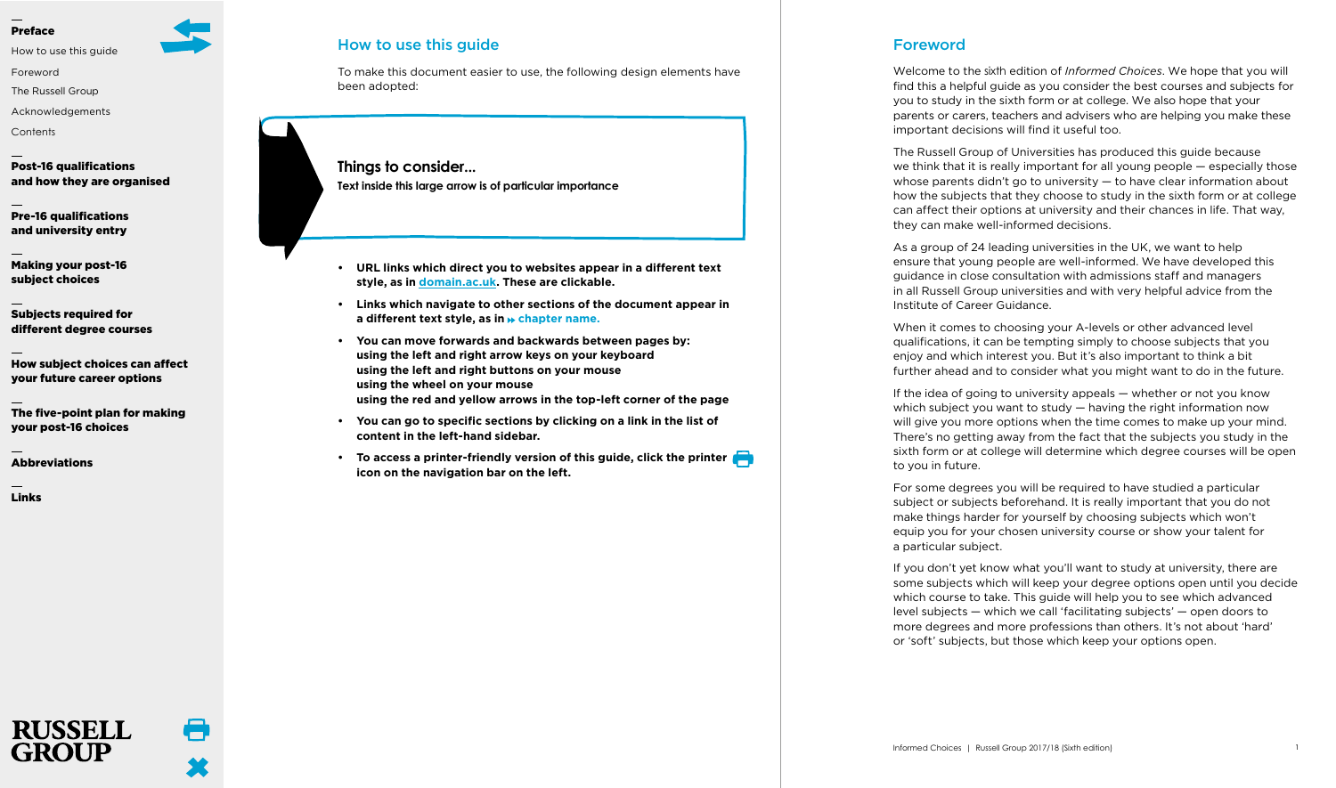## How to use this guide

To make this document easier to use, the following design elements have been adopted:

> **Things to consider...**
> **Text inside this large arrow is of particular importance**

- **URL links which direct you to websites appear in a different text style, as in domain.ac.uk. These are clickable.**
- **Links which navigate to other sections of the document appear in a different text style, as in ▸▸ chapter name.**
- **You can move forwards and backwards between pages by:**
  **using the left and right arrow keys on your keyboard**
  **using the left and right buttons on your mouse**
  **using the wheel on your mouse**
  **using the red and yellow arrows in the top-left corner of the page**
- **You can go to specific sections by clicking on a link in the list of content in the left-hand sidebar.**
- **To access a printer-friendly version of this guide, click the printer icon on the navigation bar on the left.**

## Foreword

Welcome to the sixth edition of *Informed Choices*. We hope that you will find this a helpful guide as you consider the best courses and subjects for you to study in the sixth form or at college. We also hope that your parents or carers, teachers and advisers who are helping you make these important decisions will find it useful too.

The Russell Group of Universities has produced this guide because we think that it is really important for all young people — especially those whose parents didn't go to university — to have clear information about how the subjects that they choose to study in the sixth form or at college can affect their options at university and their chances in life. That way, they can make well-informed decisions.

As a group of 24 leading universities in the UK, we want to help ensure that young people are well-informed. We have developed this guidance in close consultation with admissions staff and managers in all Russell Group universities and with very helpful advice from the Institute of Career Guidance.

When it comes to choosing your A-levels or other advanced level qualifications, it can be tempting simply to choose subjects that you enjoy and which interest you. But it's also important to think a bit further ahead and to consider what you might want to do in the future.

If the idea of going to university appeals — whether or not you know which subject you want to study — having the right information now will give you more options when the time comes to make up your mind. There's no getting away from the fact that the subjects you study in the sixth form or at college will determine which degree courses will be open to you in future.

For some degrees you will be required to have studied a particular subject or subjects beforehand. It is really important that you do not make things harder for yourself by choosing subjects which won't equip you for your chosen university course or show your talent for a particular subject.

If you don't yet know what you'll want to study at university, there are some subjects which will keep your degree options open until you decide which course to take. This guide will help you to see which advanced level subjects — which we call 'facilitating subjects' — open doors to more degrees and more professions than others. It's not about 'hard' or 'soft' subjects, but those which keep your options open.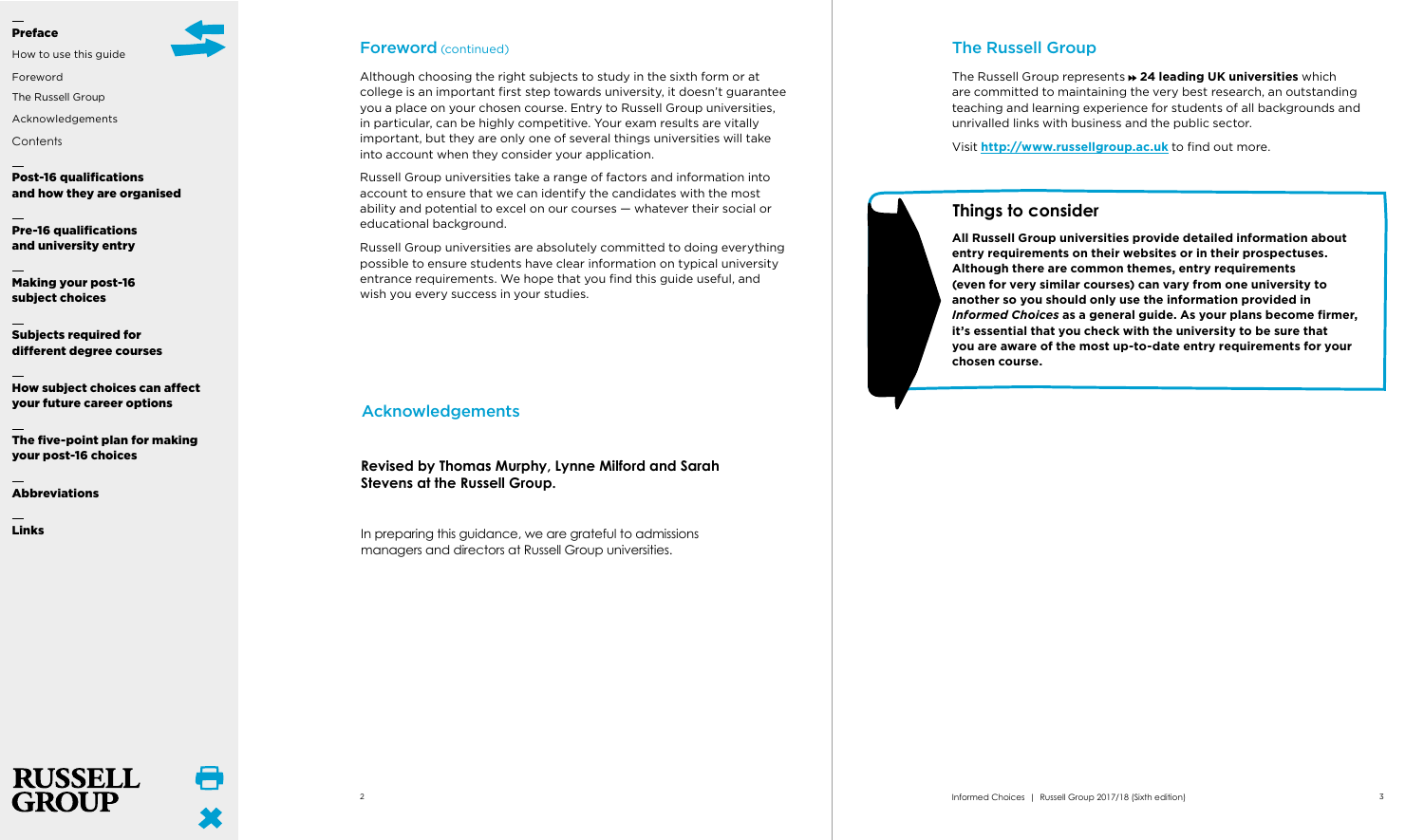## Foreword (continued)

Although choosing the right subjects to study in the sixth form or at college is an important first step towards university, it doesn't guarantee you a place on your chosen course. Entry to Russell Group universities, in particular, can be highly competitive. Your exam results are vitally important, but they are only one of several things universities will take into account when they consider your application.

Russell Group universities take a range of factors and information into account to ensure that we can identify the candidates with the most ability and potential to excel on our courses — whatever their social or educational background.

Russell Group universities are absolutely committed to doing everything possible to ensure students have clear information on typical university entrance requirements. We hope that you find this guide useful, and wish you every success in your studies.

## Acknowledgements

**Revised by Thomas Murphy, Lynne Milford and Sarah Stevens at the Russell Group.**

In preparing this guidance, we are grateful to admissions managers and directors at Russell Group universities.

## The Russell Group

The Russell Group represents **24 leading UK universities** which are committed to maintaining the very best research, an outstanding teaching and learning experience for students of all backgrounds and unrivalled links with business and the public sector.

Visit **http://www.russellgroup.ac.uk** to find out more.

### Things to consider

**All Russell Group universities provide detailed information about entry requirements on their websites or in their prospectuses. Although there are common themes, entry requirements (even for very similar courses) can vary from one university to another so you should only use the information provided in *Informed Choices* as a general guide. As your plans become firmer, it's essential that you check with the university to be sure that you are aware of the most up-to-date entry requirements for your chosen course.**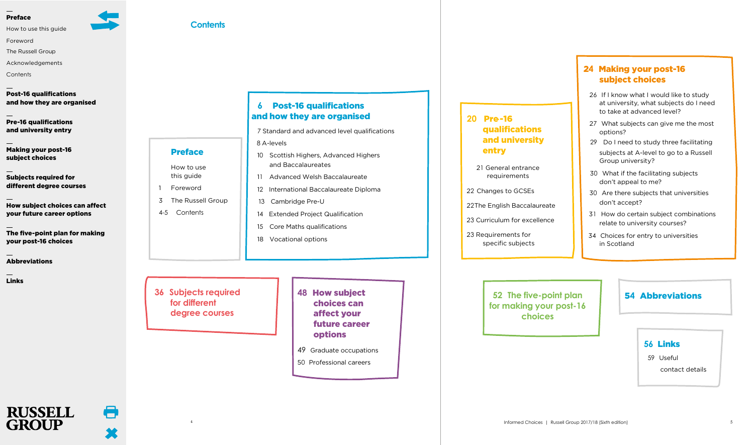# Contents

## Preface

How to use this guide

1 Foreword

3 The Russell Group

4-5 Contents

## 6 Post-16 qualifications and how they are organised

7 Standard and advanced level qualifications

8 A-levels

10 Scottish Highers, Advanced Highers and Baccalaureates

11 Advanced Welsh Baccalaureate

12 International Baccalaureate Diploma

13 Cambridge Pre-U

14 Extended Project Qualification

15 Core Maths qualifications

18 Vocational options

## 20 Pre-16 qualifications and university entry

21 General entrance requirements

22 Changes to GCSEs

22 The English Baccalaureate

23 Curriculum for excellence

23 Requirements for specific subjects

## 24 Making your post-16 subject choices

26 If I know what I would like to study at university, what subjects do I need to take at advanced level?

27 What subjects can give me the most options?

29 Do I need to study three facilitating subjects at A-level to go to a Russell Group university?

30 What if the facilitating subjects don't appeal to me?

30 Are there subjects that universities don't accept?

31 How do certain subject combinations relate to university courses?

34 Choices for entry to universities in Scotland

## 36 Subjects required for different degree courses

## 48 How subject choices can affect your future career options

49 Graduate occupations

50 Professional careers

## 52 The five-point plan for making your post-16 choices

## 54 Abbreviations

## 56 Links

59 Useful contact details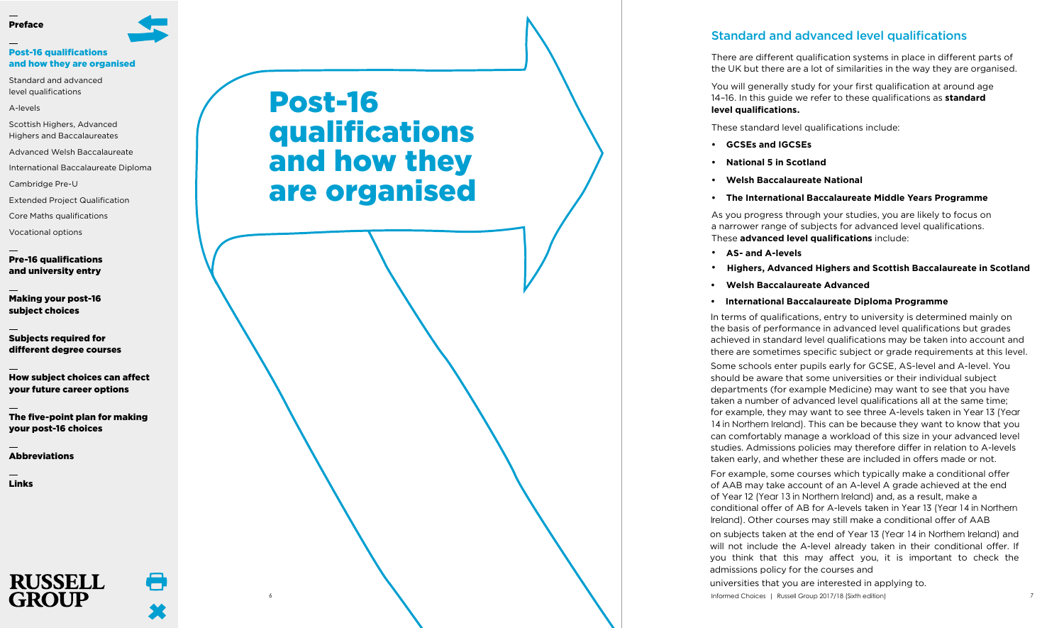# Post-16 qualifications and how they are organised

## Standard and advanced level qualifications

There are different qualification systems in place in different parts of the UK but there are a lot of similarities in the way they are organised.

You will generally study for your first qualification at around age 14–16. In this guide we refer to these qualifications as **standard level qualifications.**

These standard level qualifications include:

- **GCSEs and IGCSEs**
- **National 5 in Scotland**
- **Welsh Baccalaureate National**
- **The International Baccalaureate Middle Years Programme**

As you progress through your studies, you are likely to focus on a narrower range of subjects for advanced level qualifications. These **advanced level qualifications** include:

- **AS- and A-levels**
- **Highers, Advanced Highers and Scottish Baccalaureate in Scotland**
- **Welsh Baccalaureate Advanced**
- **International Baccalaureate Diploma Programme**

In terms of qualifications, entry to university is determined mainly on the basis of performance in advanced level qualifications but grades achieved in standard level qualifications may be taken into account and there are sometimes specific subject or grade requirements at this level.

Some schools enter pupils early for GCSE, AS-level and A-level. You should be aware that some universities or their individual subject departments (for example Medicine) may want to see that you have taken a number of advanced level qualifications all at the same time; for example, they may want to see three A-levels taken in Year 13 (Year 14 in Northern Ireland). This can be because they want to know that you can comfortably manage a workload of this size in your advanced level studies. Admissions policies may therefore differ in relation to A-levels taken early, and whether these are included in offers made or not.

For example, some courses which typically make a conditional offer of AAB may take account of an A-level A grade achieved at the end of Year 12 (Year 13 in Northern Ireland) and, as a result, make a conditional offer of AB for A-levels taken in Year 13 (Year 14 in Northern Ireland). Other courses may still make a conditional offer of AAB on subjects taken at the end of Year 13 (Year 14 in Northern Ireland) and will not include the A-level already taken in their conditional offer. If you think that this may affect you, it is important to check the admissions policy for the courses and universities that you are interested in applying to.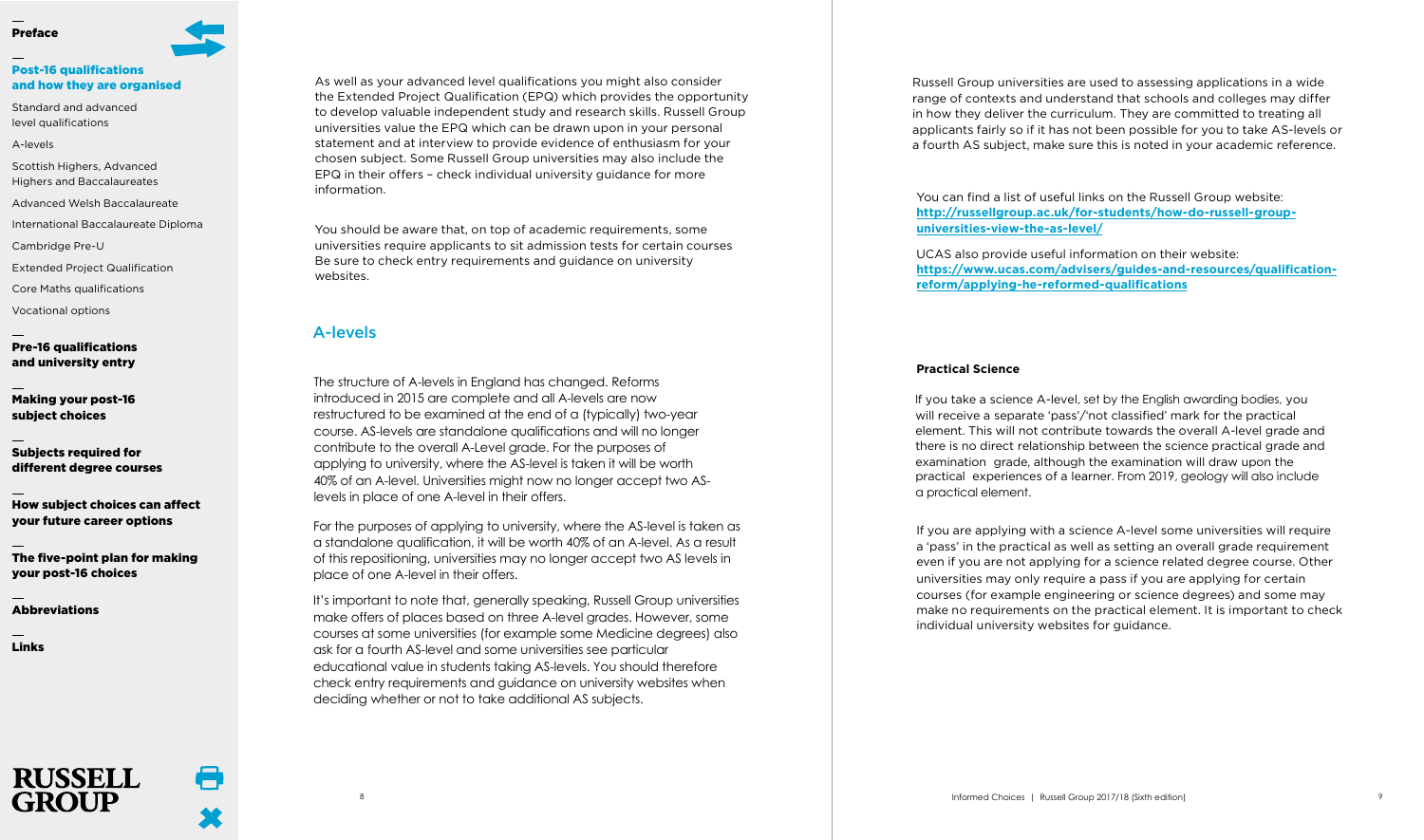As well as your advanced level qualifications you might also consider the Extended Project Qualification (EPQ) which provides the opportunity to develop valuable independent study and research skills. Russell Group universities value the EPQ which can be drawn upon in your personal statement and at interview to provide evidence of enthusiasm for your chosen subject. Some Russell Group universities may also include the EPQ in their offers – check individual university guidance for more information.

You should be aware that, on top of academic requirements, some universities require applicants to sit admission tests for certain courses Be sure to check entry requirements and guidance on university websites.

## A-levels

The structure of A-levels in England has changed. Reforms introduced in 2015 are complete and all A-levels are now restructured to be examined at the end of a (typically) two-year course. AS-levels are standalone qualifications and will no longer contribute to the overall A-Level grade. For the purposes of applying to university, where the AS-level is taken it will be worth 40% of an A-level. Universities might now no longer accept two AS-levels in place of one A-level in their offers.

For the purposes of applying to university, where the AS-level is taken as a standalone qualification, it will be worth 40% of an A-level. As a result of this repositioning, universities may no longer accept two AS levels in place of one A-level in their offers.

It's important to note that, generally speaking, Russell Group universities make offers of places based on three A-level grades. However, some courses at some universities (for example some Medicine degrees) also ask for a fourth AS-level and some universities see particular educational value in students taking AS-levels. You should therefore check entry requirements and guidance on university websites when deciding whether or not to take additional AS subjects.

Russell Group universities are used to assessing applications in a wide range of contexts and understand that schools and colleges may differ in how they deliver the curriculum. They are committed to treating all applicants fairly so if it has not been possible for you to take AS-levels or a fourth AS subject, make sure this is noted in your academic reference.

You can find a list of useful links on the Russell Group website: **http://russellgroup.ac.uk/for-students/how-do-russell-group-universities-view-the-as-level/**

UCAS also provide useful information on their website: **https://www.ucas.com/advisers/guides-and-resources/qualification-reform/applying-he-reformed-qualifications**

**Practical Science**

If you take a science A-level, set by the English awarding bodies, you will receive a separate 'pass'/'not classified' mark for the practical element. This will not contribute towards the overall A-level grade and there is no direct relationship between the science practical grade and examination grade, although the examination will draw upon the practical experiences of a learner. From 2019, geology will also include a practical element.

If you are applying with a science A-level some universities will require a 'pass' in the practical as well as setting an overall grade requirement even if you are not applying for a science related degree course. Other universities may only require a pass if you are applying for certain courses (for example engineering or science degrees) and some may make no requirements on the practical element. It is important to check individual university websites for guidance.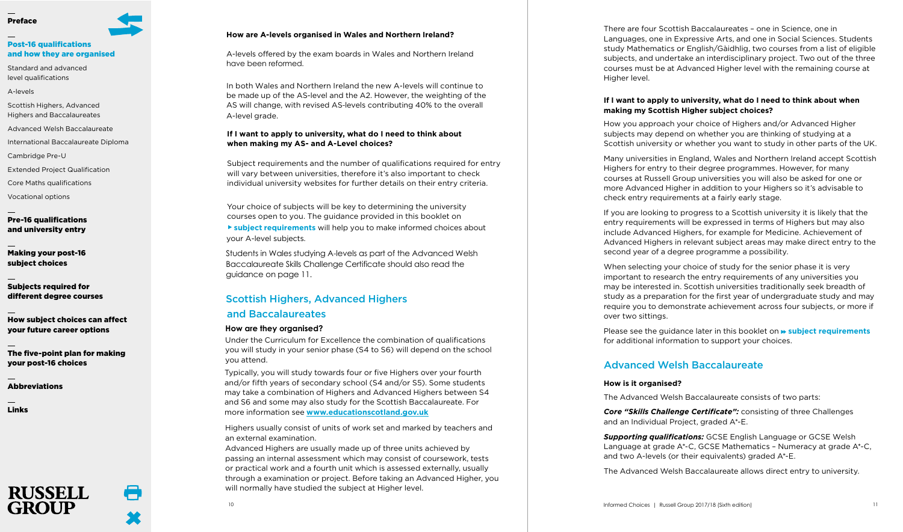### How are A-levels organised in Wales and Northern Ireland?

A-levels offered by the exam boards in Wales and Northern Ireland have been reformed.

In both Wales and Northern Ireland the new A-levels will continue to be made up of the AS-level and the A2. However, the weighting of the AS will change, with revised AS-levels contributing 40% to the overall A-level grade.

### If I want to apply to university, what do I need to think about when making my AS- and A-Level choices?

Subject requirements and the number of qualifications required for entry will vary between universities, therefore it's also important to check individual university websites for further details on their entry criteria.

Your choice of subjects will be key to determining the university courses open to you. The guidance provided in this booklet on ▸ **subject requirements** will help you to make informed choices about your A-level subjects.

Students in Wales studying A-levels as part of the Advanced Welsh Baccalaureate Skills Challenge Certificate should also read the guidance on page 11.

## Scottish Highers, Advanced Highers and Baccalaureates

### How are they organised?

Under the Curriculum for Excellence the combination of qualifications you will study in your senior phase (S4 to S6) will depend on the school you attend.

Typically, you will study towards four or five Highers over your fourth and/or fifth years of secondary school (S4 and/or S5). Some students may take a combination of Highers and Advanced Highers between S4 and S6 and some may also study for the Scottish Baccalaureate. For more information see **www.educationscotland.gov.uk**

Highers usually consist of units of work set and marked by teachers and an external examination.

Advanced Highers are usually made up of three units achieved by passing an internal assessment which may consist of coursework, tests or practical work and a fourth unit which is assessed externally, usually through a examination or project. Before taking an Advanced Higher, you will normally have studied the subject at Higher level.

There are four Scottish Baccalaureates – one in Science, one in Languages, one in Expressive Arts, and one in Social Sciences. Students study Mathematics or English/Gàidhlig, two courses from a list of eligible subjects, and undertake an interdisciplinary project. Two out of the three courses must be at Advanced Higher level with the remaining course at Higher level.

### If I want to apply to university, what do I need to think about when making my Scottish Higher subject choices?

How you approach your choice of Highers and/or Advanced Higher subjects may depend on whether you are thinking of studying at a Scottish university or whether you want to study in other parts of the UK.

Many universities in England, Wales and Northern Ireland accept Scottish Highers for entry to their degree programmes. However, for many courses at Russell Group universities you will also be asked for one or more Advanced Higher in addition to your Highers so it's advisable to check entry requirements at a fairly early stage.

If you are looking to progress to a Scottish university it is likely that the entry requirements will be expressed in terms of Highers but may also include Advanced Highers, for example for Medicine. Achievement of Advanced Highers in relevant subject areas may make direct entry to the second year of a degree programme a possibility.

When selecting your choice of study for the senior phase it is very important to research the entry requirements of any universities you may be interested in. Scottish universities traditionally seek breadth of study as a preparation for the first year of undergraduate study and may require you to demonstrate achievement across four subjects, or more if over two sittings.

Please see the guidance later in this booklet on ▸ **subject requirements** for additional information to support your choices.

## Advanced Welsh Baccalaureate

### How is it organised?

The Advanced Welsh Baccalaureate consists of two parts:

***Core "Skills Challenge Certificate":*** consisting of three Challenges and an Individual Project, graded A\*-E.

***Supporting qualifications:*** GCSE English Language or GCSE Welsh Language at grade A\*-C, GCSE Mathematics – Numeracy at grade A\*-C, and two A-levels (or their equivalents) graded A\*-E.

The Advanced Welsh Baccalaureate allows direct entry to university.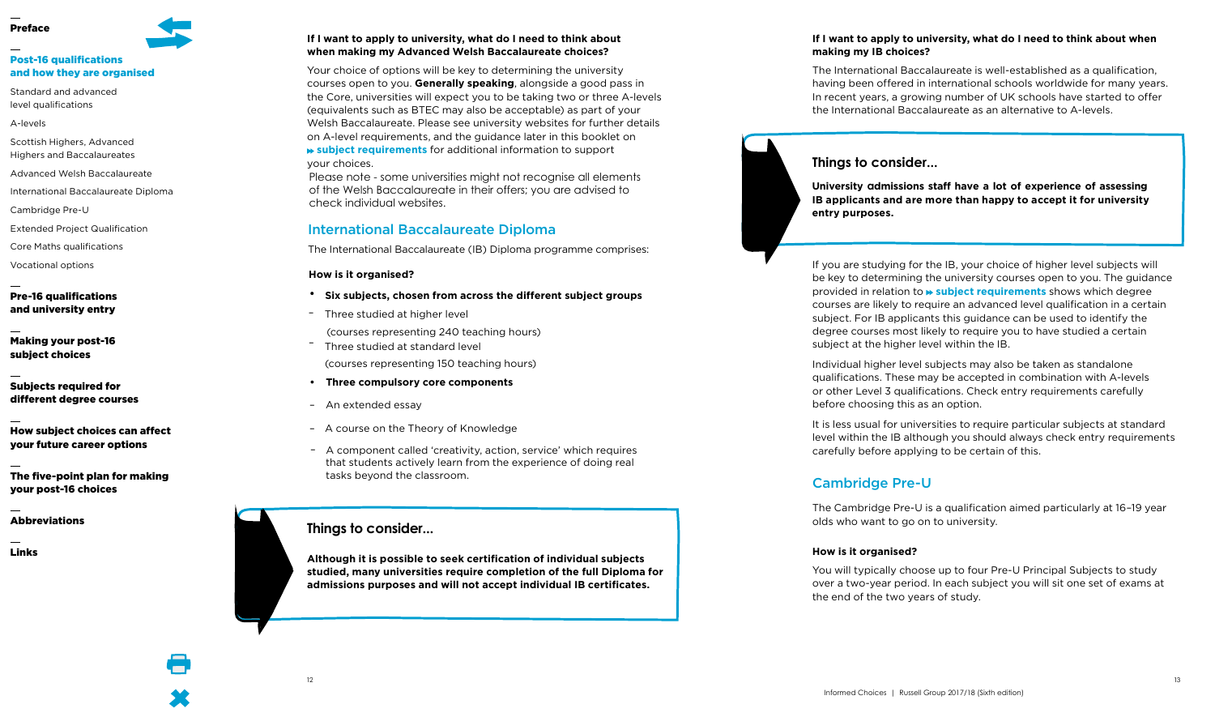Preface

Post-16 qualifications and how they are organised

Standard and advanced level qualifications

A-levels

Scottish Highers, Advanced Highers and Baccalaureates

Advanced Welsh Baccalaureate

International Baccalaureate Diploma

Cambridge Pre-U

Extended Project Qualification

Core Maths qualifications

Vocational options

Pre-16 qualifications and university entry

Making your post-16 subject choices

Subjects required for different degree courses

How subject choices can affect your future career options

The five-point plan for making your post-16 choices

Abbreviations

Links

**If I want to apply to university, what do I need to think about when making my Advanced Welsh Baccalaureate choices?**

Your choice of options will be key to determining the university courses open to you. **Generally speaking**, alongside a good pass in the Core, universities will expect you to be taking two or three A-levels (equivalents such as BTEC may also be acceptable) as part of your Welsh Baccalaureate. Please see university websites for further details on A-level requirements, and the guidance later in this booklet on **subject requirements** for additional information to support your choices.

Please note - some universities might not recognise all elements of the Welsh Baccalaureate in their offers; you are advised to check individual websites.

## International Baccalaureate Diploma

The International Baccalaureate (IB) Diploma programme comprises:

**How is it organised?**

- **Six subjects, chosen from across the different subject groups**
  - Three studied at higher level (courses representing 240 teaching hours)
  - Three studied at standard level (courses representing 150 teaching hours)
- **Three compulsory core components**
  - An extended essay
  - A course on the Theory of Knowledge
  - A component called 'creativity, action, service' which requires that students actively learn from the experience of doing real tasks beyond the classroom.

### Things to consider...

**Although it is possible to seek certification of individual subjects studied, many universities require completion of the full Diploma for admissions purposes and will not accept individual IB certificates.**

**If I want to apply to university, what do I need to think about when making my IB choices?**

The International Baccalaureate is well-established as a qualification, having been offered in international schools worldwide for many years. In recent years, a growing number of UK schools have started to offer the International Baccalaureate as an alternative to A-levels.

### Things to consider...

**University admissions staff have a lot of experience of assessing IB applicants and are more than happy to accept it for university entry purposes.**

If you are studying for the IB, your choice of higher level subjects will be key to determining the university courses open to you. The guidance provided in relation to **subject requirements** shows which degree courses are likely to require an advanced level qualification in a certain subject. For IB applicants this guidance can be used to identify the degree courses most likely to require you to have studied a certain subject at the higher level within the IB.

Individual higher level subjects may also be taken as standalone qualifications. These may be accepted in combination with A-levels or other Level 3 qualifications. Check entry requirements carefully before choosing this as an option.

It is less usual for universities to require particular subjects at standard level within the IB although you should always check entry requirements carefully before applying to be certain of this.

## Cambridge Pre-U

The Cambridge Pre-U is a qualification aimed particularly at 16–19 year olds who want to go on to university.

**How is it organised?**

You will typically choose up to four Pre-U Principal Subjects to study over a two-year period. In each subject you will sit one set of exams at the end of the two years of study.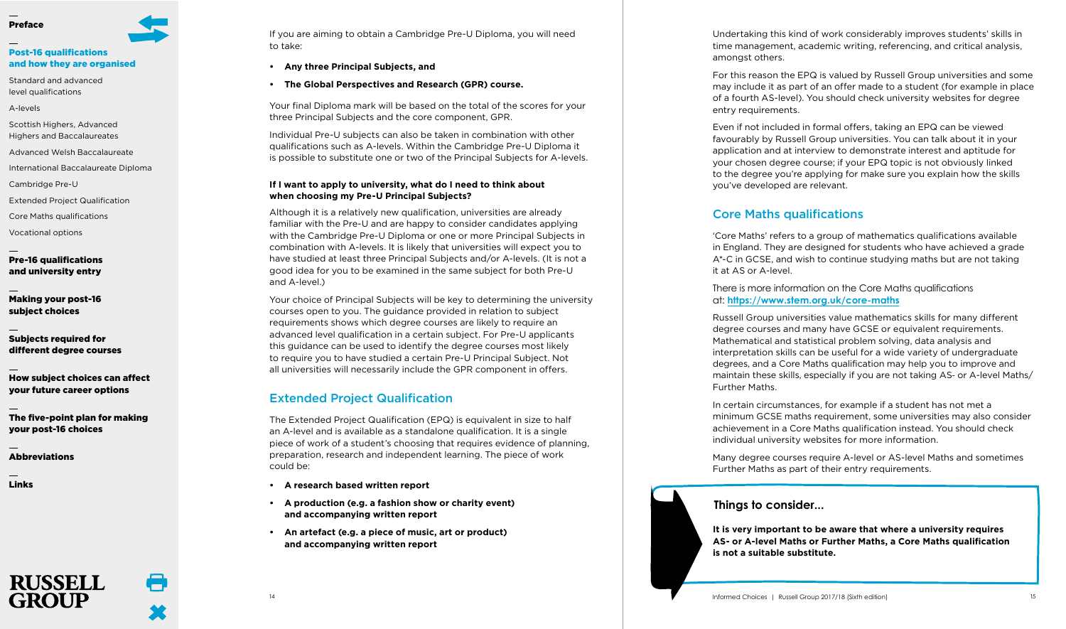If you are aiming to obtain a Cambridge Pre-U Diploma, you will need to take:

- **Any three Principal Subjects, and**
- **The Global Perspectives and Research (GPR) course.**

Your final Diploma mark will be based on the total of the scores for your three Principal Subjects and the core component, GPR.

Individual Pre-U subjects can also be taken in combination with other qualifications such as A-levels. Within the Cambridge Pre-U Diploma it is possible to substitute one or two of the Principal Subjects for A-levels.

**If I want to apply to university, what do I need to think about when choosing my Pre-U Principal Subjects?**

Although it is a relatively new qualification, universities are already familiar with the Pre-U and are happy to consider candidates applying with the Cambridge Pre-U Diploma or one or more Principal Subjects in combination with A-levels. It is likely that universities will expect you to have studied at least three Principal Subjects and/or A-levels. (It is not a good idea for you to be examined in the same subject for both Pre-U and A-level.)

Your choice of Principal Subjects will be key to determining the university courses open to you. The guidance provided in relation to subject requirements shows which degree courses are likely to require an advanced level qualification in a certain subject. For Pre-U applicants this guidance can be used to identify the degree courses most likely to require you to have studied a certain Pre-U Principal Subject. Not all universities will necessarily include the GPR component in offers.

## Extended Project Qualification

The Extended Project Qualification (EPQ) is equivalent in size to half an A-level and is available as a standalone qualification. It is a single piece of work of a student's choosing that requires evidence of planning, preparation, research and independent learning. The piece of work could be:

- **A research based written report**
- **A production (e.g. a fashion show or charity event) and accompanying written report**
- **An artefact (e.g. a piece of music, art or product) and accompanying written report**

Undertaking this kind of work considerably improves students' skills in time management, academic writing, referencing, and critical analysis, amongst others.

For this reason the EPQ is valued by Russell Group universities and some may include it as part of an offer made to a student (for example in place of a fourth AS-level). You should check university websites for degree entry requirements.

Even if not included in formal offers, taking an EPQ can be viewed favourably by Russell Group universities. You can talk about it in your application and at interview to demonstrate interest and aptitude for your chosen degree course; if your EPQ topic is not obviously linked to the degree you're applying for make sure you explain how the skills you've developed are relevant.

## Core Maths qualifications

'Core Maths' refers to a group of mathematics qualifications available in England. They are designed for students who have achieved a grade A*-C in GCSE, and wish to continue studying maths but are not taking it at AS or A-level.

There is more information on the Core Maths qualifications at: **https://www.stem.org.uk/core-maths**

Russell Group universities value mathematics skills for many different degree courses and many have GCSE or equivalent requirements. Mathematical and statistical problem solving, data analysis and interpretation skills can be useful for a wide variety of undergraduate degrees, and a Core Maths qualification may help you to improve and maintain these skills, especially if you are not taking AS- or A-level Maths/ Further Maths.

In certain circumstances, for example if a student has not met a minimum GCSE maths requirement, some universities may also consider achievement in a Core Maths qualification instead. You should check individual university websites for more information.

Many degree courses require A-level or AS-level Maths and sometimes Further Maths as part of their entry requirements.

### Things to consider...

**It is very important to be aware that where a university requires AS- or A-level Maths or Further Maths, a Core Maths qualification is not a suitable substitute.**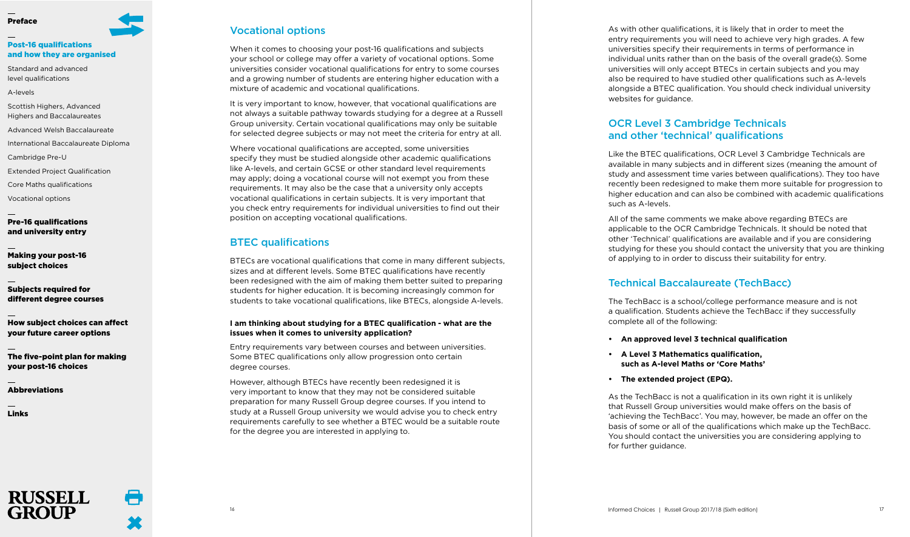## Vocational options

When it comes to choosing your post-16 qualifications and subjects your school or college may offer a variety of vocational options. Some universities consider vocational qualifications for entry to some courses and a growing number of students are entering higher education with a mixture of academic and vocational qualifications.

It is very important to know, however, that vocational qualifications are not always a suitable pathway towards studying for a degree at a Russell Group university. Certain vocational qualifications may only be suitable for selected degree subjects or may not meet the criteria for entry at all.

Where vocational qualifications are accepted, some universities specify they must be studied alongside other academic qualifications like A-levels, and certain GCSE or other standard level requirements may apply; doing a vocational course will not exempt you from these requirements. It may also be the case that a university only accepts vocational qualifications in certain subjects. It is very important that you check entry requirements for individual universities to find out their position on accepting vocational qualifications.

## BTEC qualifications

BTECs are vocational qualifications that come in many different subjects, sizes and at different levels. Some BTEC qualifications have recently been redesigned with the aim of making them better suited to preparing students for higher education. It is becoming increasingly common for students to take vocational qualifications, like BTECs, alongside A-levels.

**I am thinking about studying for a BTEC qualification - what are the issues when it comes to university application?**

Entry requirements vary between courses and between universities. Some BTEC qualifications only allow progression onto certain degree courses.

However, although BTECs have recently been redesigned it is very important to know that they may not be considered suitable preparation for many Russell Group degree courses. If you intend to study at a Russell Group university we would advise you to check entry requirements carefully to see whether a BTEC would be a suitable route for the degree you are interested in applying to.

As with other qualifications, it is likely that in order to meet the entry requirements you will need to achieve very high grades. A few universities specify their requirements in terms of performance in individual units rather than on the basis of the overall grade(s). Some universities will only accept BTECs in certain subjects and you may also be required to have studied other qualifications such as A-levels alongside a BTEC qualification. You should check individual university websites for guidance.

## OCR Level 3 Cambridge Technicals and other 'technical' qualifications

Like the BTEC qualifications, OCR Level 3 Cambridge Technicals are available in many subjects and in different sizes (meaning the amount of study and assessment time varies between qualifications). They too have recently been redesigned to make them more suitable for progression to higher education and can also be combined with academic qualifications such as A-levels.

All of the same comments we make above regarding BTECs are applicable to the OCR Cambridge Technicals. It should be noted that other 'Technical' qualifications are available and if you are considering studying for these you should contact the university that you are thinking of applying to in order to discuss their suitability for entry.

## Technical Baccalaureate (TechBacc)

The TechBacc is a school/college performance measure and is not a qualification. Students achieve the TechBacc if they successfully complete all of the following:

- **An approved level 3 technical qualification**
- **A Level 3 Mathematics qualification, such as A-level Maths or 'Core Maths'**
- **The extended project (EPQ).**

As the TechBacc is not a qualification in its own right it is unlikely that Russell Group universities would make offers on the basis of 'achieving the TechBacc'. You may, however, be made an offer on the basis of some or all of the qualifications which make up the TechBacc. You should contact the universities you are considering applying to for further guidance.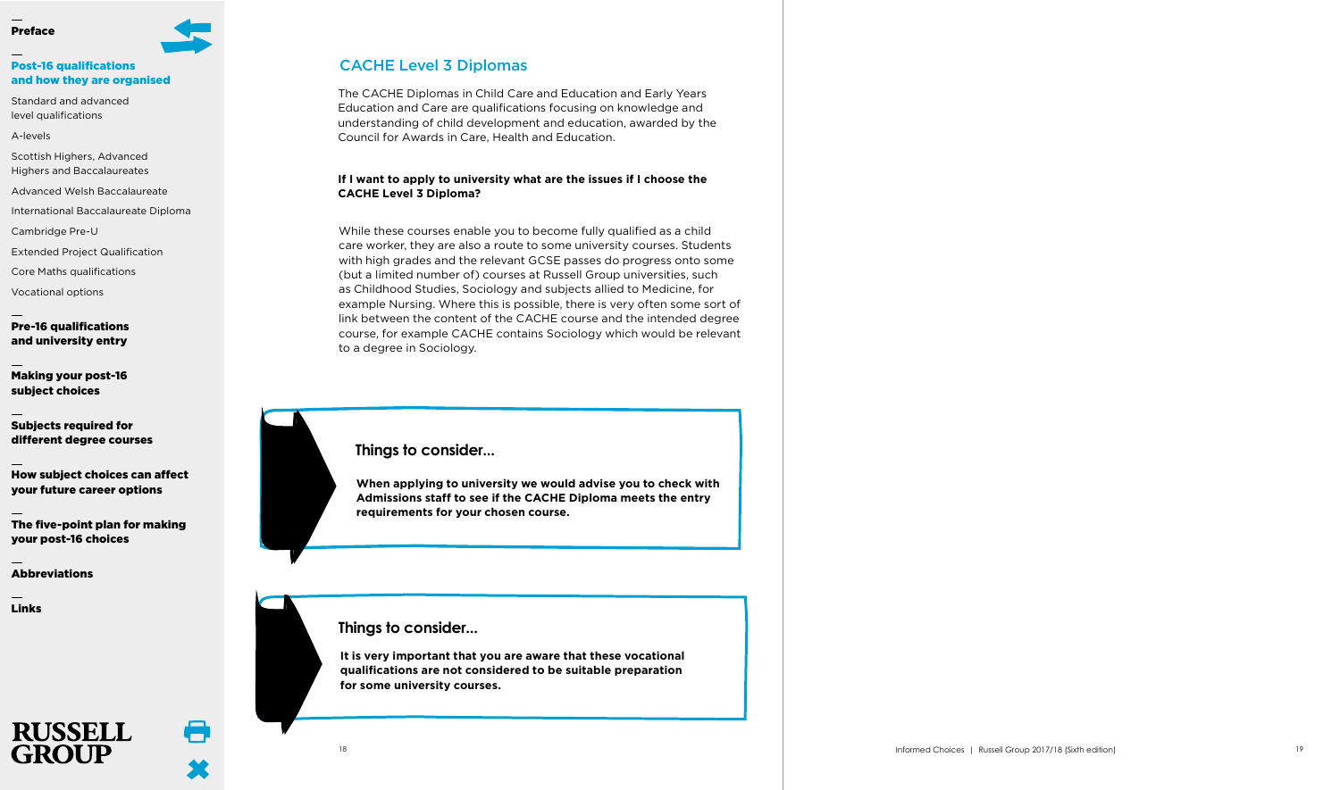## CACHE Level 3 Diplomas

The CACHE Diplomas in Child Care and Education and Early Years Education and Care are qualifications focusing on knowledge and understanding of child development and education, awarded by the Council for Awards in Care, Health and Education.

**If I want to apply to university what are the issues if I choose the CACHE Level 3 Diploma?**

While these courses enable you to become fully qualified as a child care worker, they are also a route to some university courses. Students with high grades and the relevant GCSE passes do progress onto some (but a limited number of) courses at Russell Group universities, such as Childhood Studies, Sociology and subjects allied to Medicine, for example Nursing. Where this is possible, there is very often some sort of link between the content of the CACHE course and the intended degree course, for example CACHE contains Sociology which would be relevant to a degree in Sociology.

### Things to consider...

**When applying to university we would advise you to check with Admissions staff to see if the CACHE Diploma meets the entry requirements for your chosen course.**

### Things to consider...

**It is very important that you are aware that these vocational qualifications are not considered to be suitable preparation for some university courses.**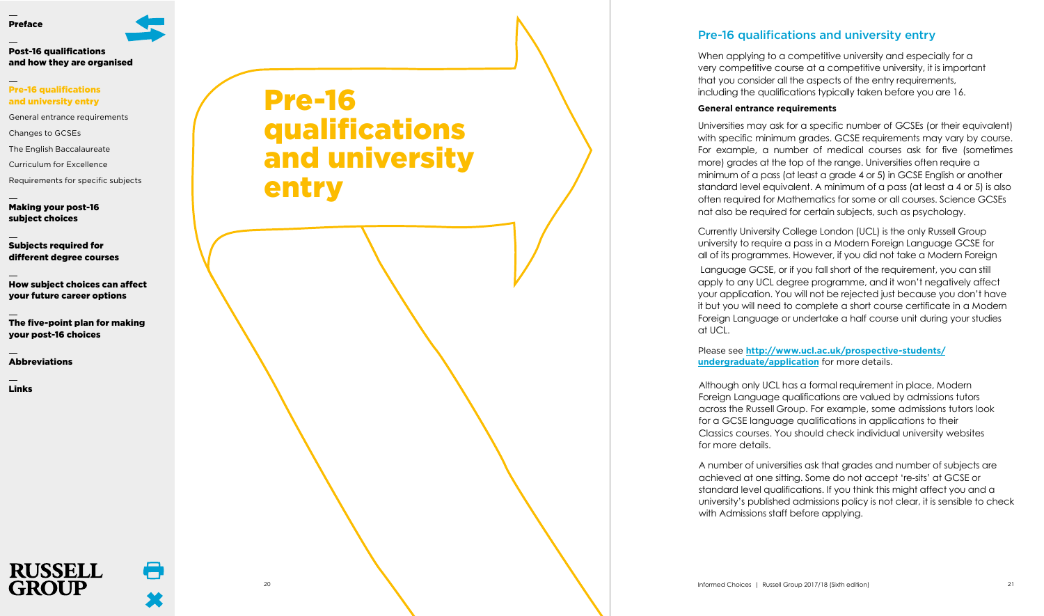# Pre-16 qualifications and university entry

## Pre-16 qualifications and university entry

When applying to a competitive university and especially for a very competitive course at a competitive university, it is important that you consider all the aspects of the entry requirements, including the qualifications typically taken before you are 16.

### General entrance requirements

Universities may ask for a specific number of GCSEs (or their equivalent) with specific minimum grades. GCSE requirements may vary by course. For example, a number of medical courses ask for five (sometimes more) grades at the top of the range. Universities often require a minimum of a pass (at least a grade 4 or 5) in GCSE English or another standard level equivalent. A minimum of a pass (at least a 4 or 5) is also often required for Mathematics for some or all courses. Science GCSEs nat also be required for certain subjects, such as psychology.

Currently University College London (UCL) is the only Russell Group university to require a pass in a Modern Foreign Language GCSE for all of its programmes. However, if you did not take a Modern Foreign Language GCSE, or if you fall short of the requirement, you can still apply to any UCL degree programme, and it won't negatively affect your application. You will not be rejected just because you don't have it but you will need to complete a short course certificate in a Modern Foreign Language or undertake a half course unit during your studies at UCL.

Please see **http://www.ucl.ac.uk/prospective-students/undergraduate/application** for more details.

Although only UCL has a formal requirement in place, Modern Foreign Language qualifications are valued by admissions tutors across the Russell Group. For example, some admissions tutors look for a GCSE language qualifications in applications to their Classics courses. You should check individual university websites for more details.

A number of universities ask that grades and number of subjects are achieved at one sitting. Some do not accept 're-sits' at GCSE or standard level qualifications. If you think this might affect you and a university's published admissions policy is not clear, it is sensible to check with Admissions staff before applying.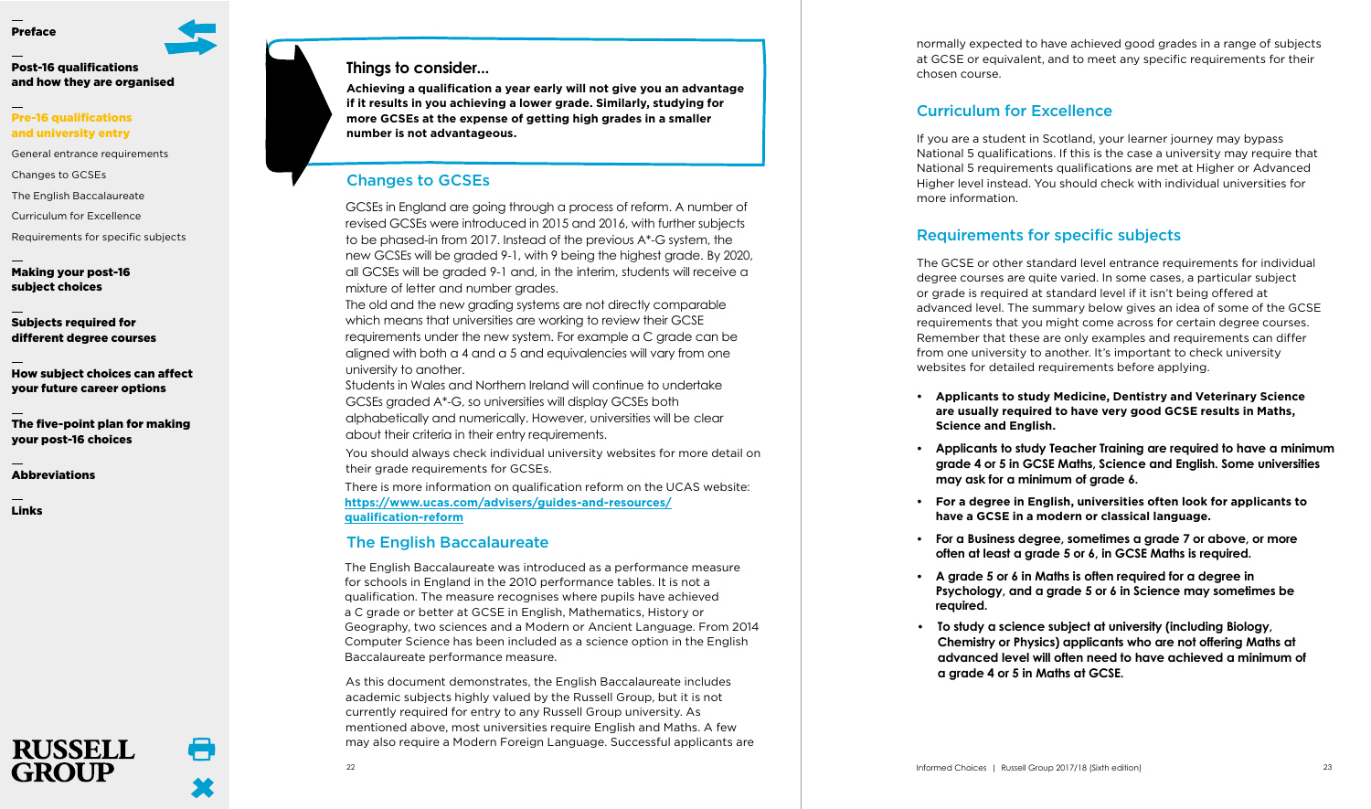### Things to consider...

**Achieving a qualification a year early will not give you an advantage if it results in you achieving a lower grade. Similarly, studying for more GCSEs at the expense of getting high grades in a smaller number is not advantageous.**

## Changes to GCSEs

GCSEs in England are going through a process of reform. A number of revised GCSEs were introduced in 2015 and 2016, with further subjects to be phased-in from 2017. Instead of the previous A*-G system, the new GCSEs will be graded 9-1, with 9 being the highest grade. By 2020, all GCSEs will be graded 9-1 and, in the interim, students will receive a mixture of letter and number grades.

The old and the new grading systems are not directly comparable which means that universities are working to review their GCSE requirements under the new system. For example a C grade can be aligned with both a 4 and a 5 and equivalencies will vary from one university to another.

Students in Wales and Northern Ireland will continue to undertake GCSEs graded A*-G, so universities will display GCSEs both alphabetically and numerically. However, universities will be clear about their criteria in their entry requirements.

You should always check individual university websites for more detail on their grade requirements for GCSEs.

There is more information on qualification reform on the UCAS website: https://www.ucas.com/advisers/guides-and-resources/qualification-reform

## The English Baccalaureate

The English Baccalaureate was introduced as a performance measure for schools in England in the 2010 performance tables. It is not a qualification. The measure recognises where pupils have achieved a C grade or better at GCSE in English, Mathematics, History or Geography, two sciences and a Modern or Ancient Language. From 2014 Computer Science has been included as a science option in the English Baccalaureate performance measure.

As this document demonstrates, the English Baccalaureate includes academic subjects highly valued by the Russell Group, but it is not currently required for entry to any Russell Group university. As mentioned above, most universities require English and Maths. A few may also require a Modern Foreign Language. Successful applicants are normally expected to have achieved good grades in a range of subjects at GCSE or equivalent, and to meet any specific requirements for their chosen course.

## Curriculum for Excellence

If you are a student in Scotland, your learner journey may bypass National 5 qualifications. If this is the case a university may require that National 5 requirements qualifications are met at Higher or Advanced Higher level instead. You should check with individual universities for more information.

## Requirements for specific subjects

The GCSE or other standard level entrance requirements for individual degree courses are quite varied. In some cases, a particular subject or grade is required at standard level if it isn't being offered at advanced level. The summary below gives an idea of some of the GCSE requirements that you might come across for certain degree courses. Remember that these are only examples and requirements can differ from one university to another. It's important to check university websites for detailed requirements before applying.

- **Applicants to study Medicine, Dentistry and Veterinary Science are usually required to have very good GCSE results in Maths, Science and English.**
- **Applicants to study Teacher Training are required to have a minimum grade 4 or 5 in GCSE Maths, Science and English. Some universities may ask for a minimum of grade 6.**
- **For a degree in English, universities often look for applicants to have a GCSE in a modern or classical language.**
- **For a Business degree, sometimes a grade 7 or above, or more often at least a grade 5 or 6, in GCSE Maths is required.**
- **A grade 5 or 6 in Maths is often required for a degree in Psychology, and a grade 5 or 6 in Science may sometimes be required.**
- **To study a science subject at university (including Biology, Chemistry or Physics) applicants who are not offering Maths at advanced level will often need to have achieved a minimum of a grade 4 or 5 in Maths at GCSE.**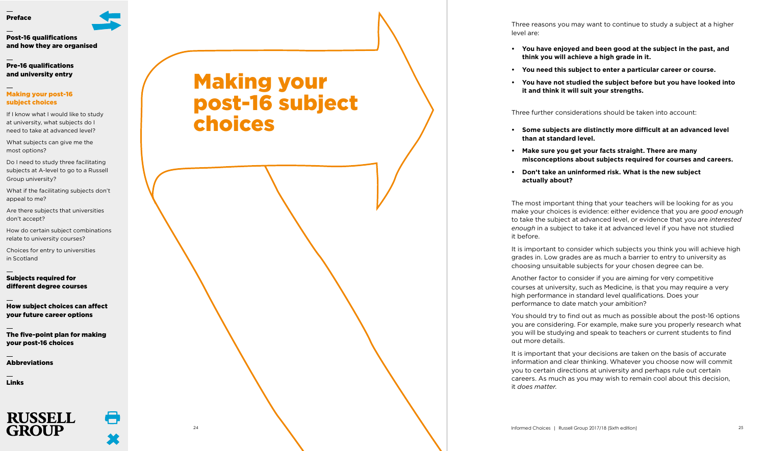# Making your post-16 subject choices

Three reasons you may want to continue to study a subject at a higher level are:

- **You have enjoyed and been good at the subject in the past, and think you will achieve a high grade in it.**
- **You need this subject to enter a particular career or course.**
- **You have not studied the subject before but you have looked into it and think it will suit your strengths.**

Three further considerations should be taken into account:

- **Some subjects are distinctly more difficult at an advanced level than at standard level.**
- **Make sure you get your facts straight. There are many misconceptions about subjects required for courses and careers.**
- **Don't take an uninformed risk. What is the new subject actually about?**

The most important thing that your teachers will be looking for as you make your choices is evidence: either evidence that you are *good enough* to take the subject at advanced level, or evidence that you are *interested enough* in a subject to take it at advanced level if you have not studied it before.

It is important to consider which subjects you think you will achieve high grades in. Low grades are as much a barrier to entry to university as choosing unsuitable subjects for your chosen degree can be.

Another factor to consider if you are aiming for very competitive courses at university, such as Medicine, is that you may require a very high performance in standard level qualifications. Does your performance to date match your ambition?

You should try to find out as much as possible about the post-16 options you are considering. For example, make sure you properly research what you will be studying and speak to teachers or current students to find out more details.

It is important that your decisions are taken on the basis of accurate information and clear thinking. Whatever you choose now will commit you to certain directions at university and perhaps rule out certain careers. As much as you may wish to remain cool about this decision, it *does matter*.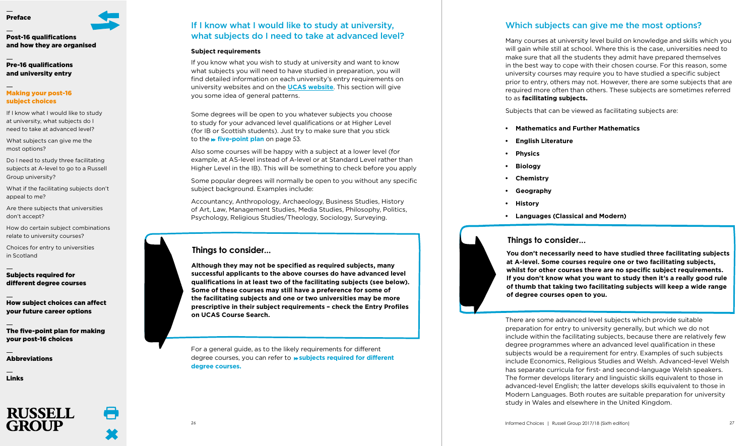## If I know what I would like to study at university, what subjects do I need to take at advanced level?

**Subject requirements**

If you know what you wish to study at university and want to know what subjects you will need to have studied in preparation, you will find detailed information on each university's entry requirements on university websites and on the UCAS website. This section will give you some idea of general patterns.

Some degrees will be open to you whatever subjects you choose to study for your advanced level qualifications or at Higher Level (for IB or Scottish students). Just try to make sure that you stick to the five-point plan on page 53.

Also some courses will be happy with a subject at a lower level (for example, at AS-level instead of A-level or at Standard Level rather than Higher Level in the IB). This will be something to check before you apply

Some popular degrees will normally be open to you without any specific subject background. Examples include:

Accountancy, Anthropology, Archaeology, Business Studies, History of Art, Law, Management Studies, Media Studies, Philosophy, Politics, Psychology, Religious Studies/Theology, Sociology, Surveying.

### Things to consider...

**Although they may not be specified as required subjects, many successful applicants to the above courses do have advanced level qualifications in at least two of the facilitating subjects (see below). Some of these courses may still have a preference for some of the facilitating subjects and one or two universities may be more prescriptive in their subject requirements – check the Entry Profiles on UCAS Course Search.**

For a general guide, as to the likely requirements for different degree courses, you can refer to subjects required for different degree courses.

## Which subjects can give me the most options?

Many courses at university level build on knowledge and skills which you will gain while still at school. Where this is the case, universities need to make sure that all the students they admit have prepared themselves in the best way to cope with their chosen course. For this reason, some university courses may require you to have studied a specific subject prior to entry, others may not. However, there are some subjects that are required more often than others. These subjects are sometimes referred to as **facilitating subjects.**

Subjects that can be viewed as facilitating subjects are:

- **Mathematics and Further Mathematics**
- **English Literature**
- **Physics**
- **Biology**
- **Chemistry**
- **Geography**
- **History**
- **Languages (Classical and Modern)**

### Things to consider...

**You don't necessarily need to have studied three facilitating subjects at A-level. Some courses require one or two facilitating subjects, whilst for other courses there are no specific subject requirements. If you don't know what you want to study then it's a really good rule of thumb that taking two facilitating subjects will keep a wide range of degree courses open to you.**

There are some advanced level subjects which provide suitable preparation for entry to university generally, but which we do not include within the facilitating subjects, because there are relatively few degree programmes where an advanced level qualification in these subjects would be a requirement for entry. Examples of such subjects include Economics, Religious Studies and Welsh. Advanced-level Welsh has separate curricula for first- and second-language Welsh speakers. The former develops literary and linguistic skills equivalent to those in advanced-level English; the latter develops skills equivalent to those in Modern Languages. Both routes are suitable preparation for university study in Wales and elsewhere in the United Kingdom.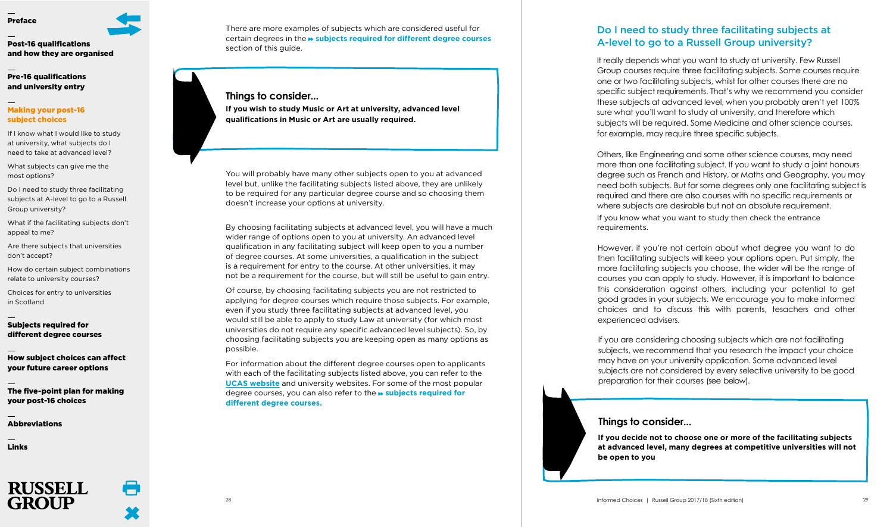There are more examples of subjects which are considered useful for certain degrees in the **subjects required for different degree courses** section of this guide.

> ### Things to consider...
> **If you wish to study Music or Art at university, advanced level qualifications in Music or Art are usually required.**

You will probably have many other subjects open to you at advanced level but, unlike the facilitating subjects listed above, they are unlikely to be required for any particular degree course and so choosing them doesn't increase your options at university.

By choosing facilitating subjects at advanced level, you will have a much wider range of options open to you at university. An advanced level qualification in any facilitating subject will keep open to you a number of degree courses. At some universities, a qualification in the subject is a requirement for entry to the course. At other universities, it may not be a requirement for the course, but will still be useful to gain entry.

Of course, by choosing facilitating subjects you are not restricted to applying for degree courses which require those subjects. For example, even if you study three facilitating subjects at advanced level, you would still be able to apply to study Law at university (for which most universities do not require any specific advanced level subjects). So, by choosing facilitating subjects you are keeping open as many options as possible.

For information about the different degree courses open to applicants with each of the facilitating subjects listed above, you can refer to the UCAS website and university websites. For some of the most popular degree courses, you can also refer to the **subjects required for different degree courses.**

## Do I need to study three facilitating subjects at A-level to go to a Russell Group university?

It really depends what you want to study at university. Few Russell Group courses require three facilitating subjects. Some courses require one or two facilitating subjects, whilst for other courses there are no specific subject requirements. That's why we recommend you consider these subjects at advanced level, when you probably aren't yet 100% sure what you'll want to study at university, and therefore which subjects will be required. Some Medicine and other science courses, for example, may require three specific subjects.

Others, like Engineering and some other science courses, may need more than one facilitating subject. If you want to study a joint honours degree such as French and History, or Maths and Geography, you may need both subjects. But for some degrees only one facilitating subject is required and there are also courses with no specific requirements or where subjects are desirable but not an absolute requirement.

If you know what you want to study then check the entrance requirements.

However, if you're not certain about what degree you want to do then facilitating subjects will keep your options open. Put simply, the more facilitating subjects you choose, the wider will be the range of courses you can apply to study. However, it is important to balance this consideration against others, including your potential to get good grades in your subjects. We encourage you to make informed choices and to discuss this with parents, tesachers and other experienced advisers.

If you are considering choosing subjects which are not facilitating subjects, we recommend that you research the impact your choice may have on your university application. Some advanced level subjects are not considered by every selective university to be good preparation for their courses (see below).

> ### Things to consider...
> **If you decide not to choose one or more of the facilitating subjects at advanced level, many degrees at competitive universities will not be open to you**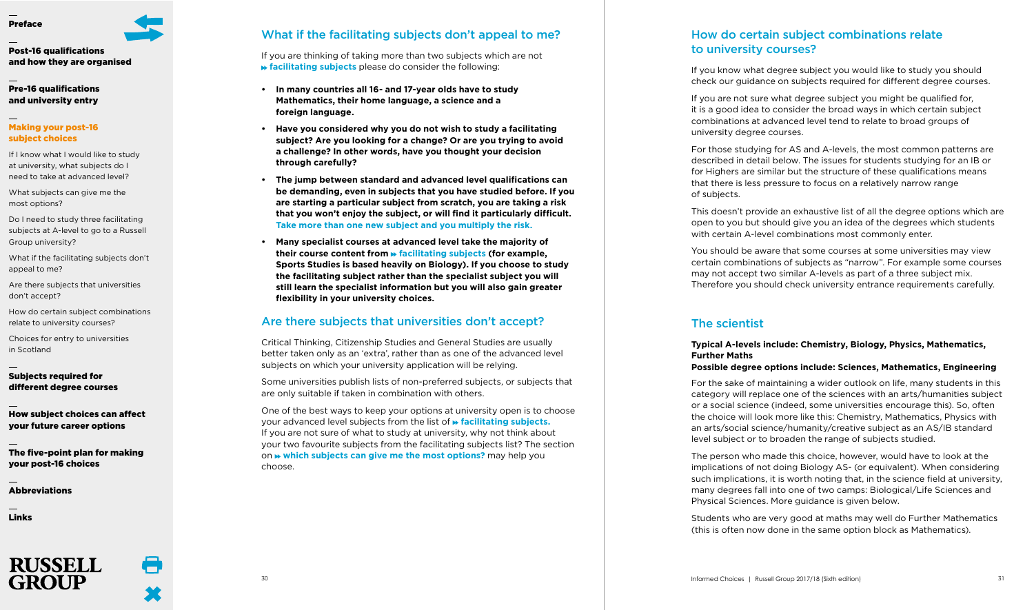## What if the facilitating subjects don't appeal to me?

If you are thinking of taking more than two subjects which are not **facilitating subjects** please do consider the following:

- **In many countries all 16- and 17-year olds have to study Mathematics, their home language, a science and a foreign language.**
- **Have you considered why you do not wish to study a facilitating subject? Are you looking for a change? Or are you trying to avoid a challenge? In other words, have you thought your decision through carefully?**
- **The jump between standard and advanced level qualifications can be demanding, even in subjects that you have studied before. If you are starting a particular subject from scratch, you are taking a risk that you won't enjoy the subject, or will find it particularly difficult. Take more than one new subject and you multiply the risk.**
- **Many specialist courses at advanced level take the majority of their course content from facilitating subjects (for example, Sports Studies is based heavily on Biology). If you choose to study the facilitating subject rather than the specialist subject you will still learn the specialist information but you will also gain greater flexibility in your university choices.**

## Are there subjects that universities don't accept?

Critical Thinking, Citizenship Studies and General Studies are usually better taken only as an 'extra', rather than as one of the advanced level subjects on which your university application will be relying.

Some universities publish lists of non-preferred subjects, or subjects that are only suitable if taken in combination with others.

One of the best ways to keep your options at university open is to choose your advanced level subjects from the list of **facilitating subjects.** If you are not sure of what to study at university, why not think about your two favourite subjects from the facilitating subjects list? The section on **which subjects can give me the most options?** may help you choose.

## How do certain subject combinations relate to university courses?

If you know what degree subject you would like to study you should check our guidance on subjects required for different degree courses.

If you are not sure what degree subject you might be qualified for, it is a good idea to consider the broad ways in which certain subject combinations at advanced level tend to relate to broad groups of university degree courses.

For those studying for AS and A-levels, the most common patterns are described in detail below. The issues for students studying for an IB or for Highers are similar but the structure of these qualifications means that there is less pressure to focus on a relatively narrow range of subjects.

This doesn't provide an exhaustive list of all the degree options which are open to you but should give you an idea of the degrees which students with certain A-level combinations most commonly enter.

You should be aware that some courses at some universities may view certain combinations of subjects as "narrow". For example some courses may not accept two similar A-levels as part of a three subject mix. Therefore you should check university entrance requirements carefully.

## The scientist

**Typical A-levels include: Chemistry, Biology, Physics, Mathematics, Further Maths**
**Possible degree options include: Sciences, Mathematics, Engineering**

For the sake of maintaining a wider outlook on life, many students in this category will replace one of the sciences with an arts/humanities subject or a social science (indeed, some universities encourage this). So, often the choice will look more like this: Chemistry, Mathematics, Physics with an arts/social science/humanity/creative subject as an AS/IB standard level subject or to broaden the range of subjects studied.

The person who made this choice, however, would have to look at the implications of not doing Biology AS- (or equivalent). When considering such implications, it is worth noting that, in the science field at university, many degrees fall into one of two camps: Biological/Life Sciences and Physical Sciences. More guidance is given below.

Students who are very good at maths may well do Further Mathematics (this is often now done in the same option block as Mathematics).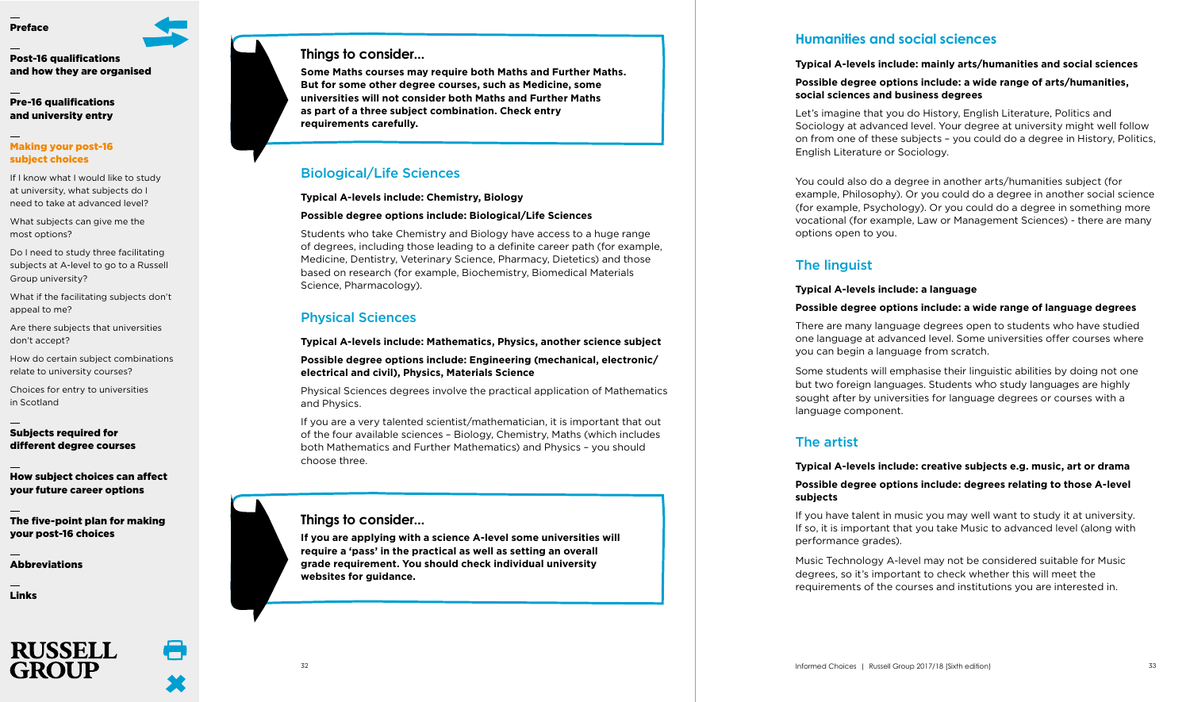### Things to consider...

**Some Maths courses may require both Maths and Further Maths. But for some other degree courses, such as Medicine, some universities will not consider both Maths and Further Maths as part of a three subject combination. Check entry requirements carefully.**

## Biological/Life Sciences

**Typical A-levels include: Chemistry, Biology**

**Possible degree options include: Biological/Life Sciences**

Students who take Chemistry and Biology have access to a huge range of degrees, including those leading to a definite career path (for example, Medicine, Dentistry, Veterinary Science, Pharmacy, Dietetics) and those based on research (for example, Biochemistry, Biomedical Materials Science, Pharmacology).

## Physical Sciences

**Typical A-levels include: Mathematics, Physics, another science subject**

**Possible degree options include: Engineering (mechanical, electronic/ electrical and civil), Physics, Materials Science**

Physical Sciences degrees involve the practical application of Mathematics and Physics.

If you are a very talented scientist/mathematician, it is important that out of the four available sciences – Biology, Chemistry, Maths (which includes both Mathematics and Further Mathematics) and Physics – you should choose three.

### Things to consider...

**If you are applying with a science A-level some universities will require a 'pass' in the practical as well as setting an overall grade requirement. You should check individual university websites for guidance.**

## Humanities and social sciences

**Typical A-levels include: mainly arts/humanities and social sciences**

**Possible degree options include: a wide range of arts/humanities, social sciences and business degrees**

Let's imagine that you do History, English Literature, Politics and Sociology at advanced level. Your degree at university might well follow on from one of these subjects – you could do a degree in History, Politics, English Literature or Sociology.

You could also do a degree in another arts/humanities subject (for example, Philosophy). Or you could do a degree in another social science (for example, Psychology). Or you could do a degree in something more vocational (for example, Law or Management Sciences) - there are many options open to you.

## The linguist

**Typical A-levels include: a language**

**Possible degree options include: a wide range of language degrees**

There are many language degrees open to students who have studied one language at advanced level. Some universities offer courses where you can begin a language from scratch.

Some students will emphasise their linguistic abilities by doing not one but two foreign languages. Students who study languages are highly sought after by universities for language degrees or courses with a language component.

## The artist

**Typical A-levels include: creative subjects e.g. music, art or drama**

**Possible degree options include: degrees relating to those A-level subjects**

If you have talent in music you may well want to study it at university. If so, it is important that you take Music to advanced level (along with performance grades).

Music Technology A-level may not be considered suitable for Music degrees, so it's important to check whether this will meet the requirements of the courses and institutions you are interested in.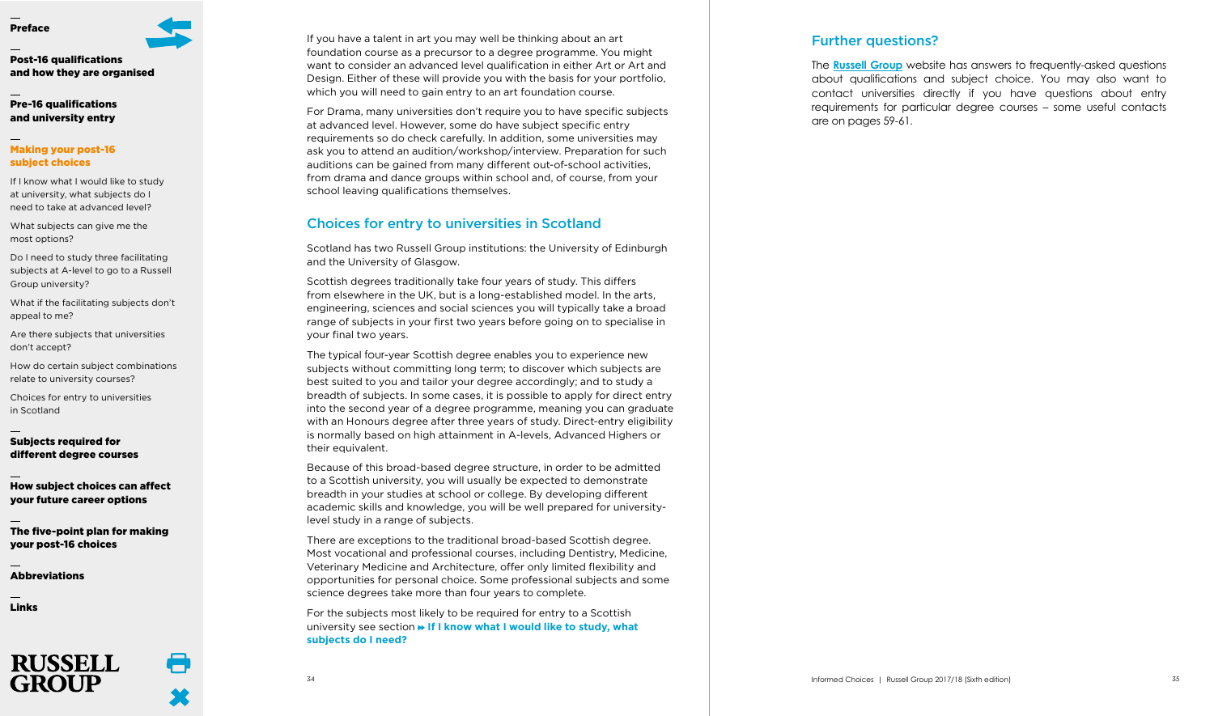If you have a talent in art you may well be thinking about an art foundation course as a precursor to a degree programme. You might want to consider an advanced level qualification in either Art or Art and Design. Either of these will provide you with the basis for your portfolio, which you will need to gain entry to an art foundation course.

For Drama, many universities don't require you to have specific subjects at advanced level. However, some do have subject specific entry requirements so do check carefully. In addition, some universities may ask you to attend an audition/workshop/interview. Preparation for such auditions can be gained from many different out-of-school activities, from drama and dance groups within school and, of course, from your school leaving qualifications themselves.

## Choices for entry to universities in Scotland

Scotland has two Russell Group institutions: the University of Edinburgh and the University of Glasgow.

Scottish degrees traditionally take four years of study. This differs from elsewhere in the UK, but is a long-established model. In the arts, engineering, sciences and social sciences you will typically take a broad range of subjects in your first two years before going on to specialise in your final two years.

The typical four-year Scottish degree enables you to experience new subjects without committing long term; to discover which subjects are best suited to you and tailor your degree accordingly; and to study a breadth of subjects. In some cases, it is possible to apply for direct entry into the second year of a degree programme, meaning you can graduate with an Honours degree after three years of study. Direct-entry eligibility is normally based on high attainment in A-levels, Advanced Highers or their equivalent.

Because of this broad-based degree structure, in order to be admitted to a Scottish university, you will usually be expected to demonstrate breadth in your studies at school or college. By developing different academic skills and knowledge, you will be well prepared for university-level study in a range of subjects.

There are exceptions to the traditional broad-based Scottish degree. Most vocational and professional courses, including Dentistry, Medicine, Veterinary Medicine and Architecture, offer only limited flexibility and opportunities for personal choice. Some professional subjects and some science degrees take more than four years to complete.

For the subjects most likely to be required for entry to a Scottish university see section » **If I know what I would like to study, what subjects do I need?**

## Further questions?

The **Russell Group** website has answers to frequently-asked questions about qualifications and subject choice. You may also want to contact universities directly if you have questions about entry requirements for particular degree courses – some useful contacts are on pages 59-61.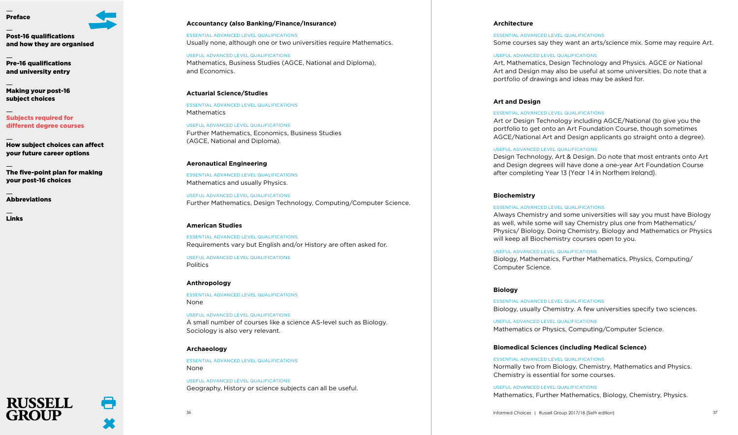### Accountancy (also Banking/Finance/Insurance)

ESSENTIAL ADVANCED LEVEL QUALIFICATIONS
Usually none, although one or two universities require Mathematics.

USEFUL ADVANCED LEVEL QUALIFICATIONS
Mathematics, Business Studies (AGCE, National and Diploma), and Economics.

### Actuarial Science/Studies

ESSENTIAL ADVANCED LEVEL QUALIFICATIONS
Mathematics

USEFUL ADVANCED LEVEL QUALIFICATIONS
Further Mathematics, Economics, Business Studies (AGCE, National and Diploma).

### Aeronautical Engineering

ESSENTIAL ADVANCED LEVEL QUALIFICATIONS
Mathematics and usually Physics.

USEFUL ADVANCED LEVEL QUALIFICATIONS
Further Mathematics, Design Technology, Computing/Computer Science.

### American Studies

ESSENTIAL ADVANCED LEVEL QUALIFICATIONS
Requirements vary but English and/or History are often asked for.

USEFUL ADVANCED LEVEL QUALIFICATIONS
Politics

### Anthropology

ESSENTIAL ADVANCED LEVEL QUALIFICATIONS
None

USEFUL ADVANCED LEVEL QUALIFICATIONS
A small number of courses like a science AS-level such as Biology. Sociology is also very relevant.

### Archaeology

ESSENTIAL ADVANCED LEVEL QUALIFICATIONS
None

USEFUL ADVANCED LEVEL QUALIFICATIONS
Geography, History or science subjects can all be useful.

### Architecture

ESSENTIAL ADVANCED LEVEL QUALIFICATIONS
Some courses say they want an arts/science mix. Some may require Art.

USEFUL ADVANCED LEVEL QUALIFICATIONS
Art, Mathematics, Design Technology and Physics. AGCE or National Art and Design may also be useful at some universities. Do note that a portfolio of drawings and ideas may be asked for.

### Art and Design

ESSENTIAL ADVANCED LEVEL QUALIFICATIONS
Art or Design Technology including AGCE/National (to give you the portfolio to get onto an Art Foundation Course, though sometimes AGCE/National Art and Design applicants go straight onto a degree).

USEFUL ADVANCED LEVEL QUALIFICATIONS
Design Technology, Art & Design. Do note that most entrants onto Art and Design degrees will have done a one-year Art Foundation Course after completing Year 13 (Year 14 in Northern Ireland).

### Biochemistry

ESSENTIAL ADVANCED LEVEL QUALIFICATIONS
Always Chemistry and some universities will say you must have Biology as well, while some will say Chemistry plus one from Mathematics/ Physics/ Biology. Doing Chemistry, Biology and Mathematics or Physics will keep all Biochemistry courses open to you.

USEFUL ADVANCED LEVEL QUALIFICATIONS
Biology, Mathematics, Further Mathematics, Physics, Computing/ Computer Science.

### Biology

ESSENTIAL ADVANCED LEVEL QUALIFICATIONS
Biology, usually Chemistry. A few universities specify two sciences.

USEFUL ADVANCED LEVEL QUALIFICATIONS
Mathematics or Physics, Computing/Computer Science.

### Biomedical Sciences (including Medical Science)

ESSENTIAL ADVANCED LEVEL QUALIFICATIONS
Normally two from Biology, Chemistry, Mathematics and Physics. Chemistry is essential for some courses.

USEFUL ADVANCED LEVEL QUALIFICATIONS
Mathematics, Further Mathematics, Biology, Chemistry, Physics.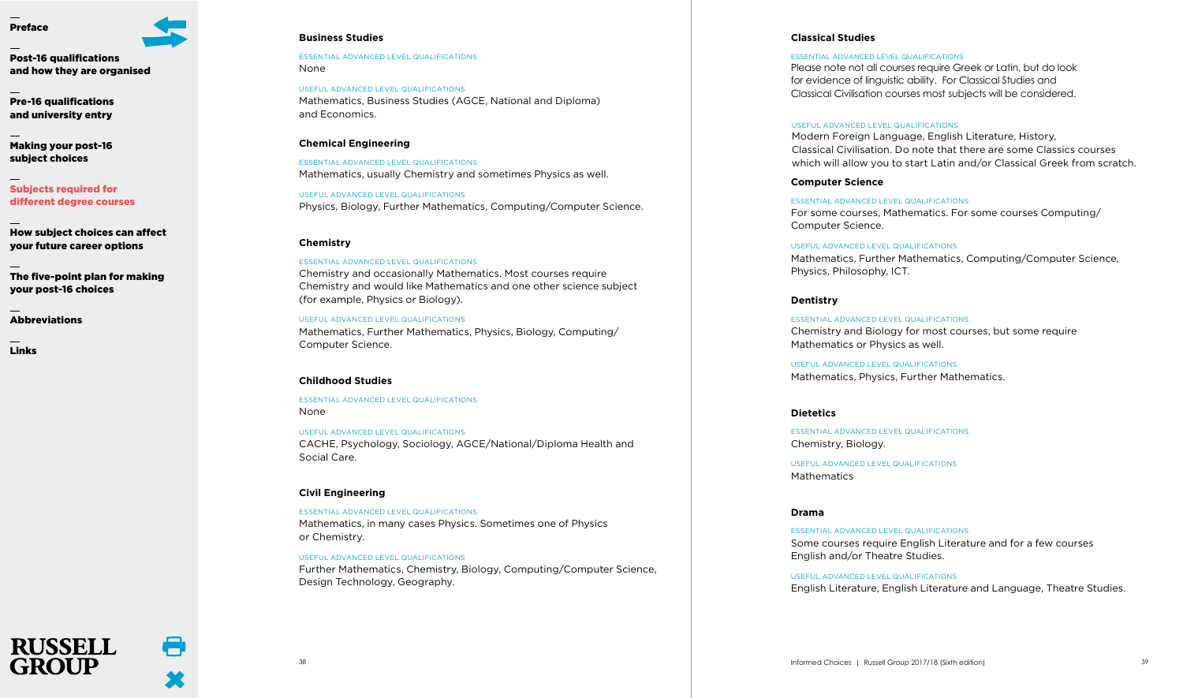### Business Studies

ESSENTIAL ADVANCED LEVEL QUALIFICATIONS

None

USEFUL ADVANCED LEVEL QUALIFICATIONS

Mathematics, Business Studies (AGCE, National and Diploma) and Economics.

### Chemical Engineering

ESSENTIAL ADVANCED LEVEL QUALIFICATIONS

Mathematics, usually Chemistry and sometimes Physics as well.

USEFUL ADVANCED LEVEL QUALIFICATIONS

Physics, Biology, Further Mathematics, Computing/Computer Science.

### Chemistry

ESSENTIAL ADVANCED LEVEL QUALIFICATIONS

Chemistry and occasionally Mathematics. Most courses require Chemistry and would like Mathematics and one other science subject (for example, Physics or Biology).

USEFUL ADVANCED LEVEL QUALIFICATIONS

Mathematics, Further Mathematics, Physics, Biology, Computing/Computer Science.

### Childhood Studies

ESSENTIAL ADVANCED LEVEL QUALIFICATIONS

None

USEFUL ADVANCED LEVEL QUALIFICATIONS

CACHE, Psychology, Sociology, AGCE/National/Diploma Health and Social Care.

### Civil Engineering

ESSENTIAL ADVANCED LEVEL QUALIFICATIONS

Mathematics, in many cases Physics. Sometimes one of Physics or Chemistry.

USEFUL ADVANCED LEVEL QUALIFICATIONS

Further Mathematics, Chemistry, Biology, Computing/Computer Science, Design Technology, Geography.

### Classical Studies

ESSENTIAL ADVANCED LEVEL QUALIFICATIONS

Please note not all courses require Greek or Latin, but do look for evidence of linguistic ability. For Classical Studies and Classical Civilisation courses most subjects will be considered.

USEFUL ADVANCED LEVEL QUALIFICATIONS

Modern Foreign Language, English Literature, History, Classical Civilisation. Do note that there are some Classics courses which will allow you to start Latin and/or Classical Greek from scratch.

### Computer Science

ESSENTIAL ADVANCED LEVEL QUALIFICATIONS

For some courses, Mathematics. For some courses Computing/Computer Science.

USEFUL ADVANCED LEVEL QUALIFICATIONS

Mathematics, Further Mathematics, Computing/Computer Science, Physics, Philosophy, ICT.

### Dentistry

ESSENTIAL ADVANCED LEVEL QUALIFICATIONS

Chemistry and Biology for most courses, but some require Mathematics or Physics as well.

USEFUL ADVANCED LEVEL QUALIFICATIONS

Mathematics, Physics, Further Mathematics.

### Dietetics

ESSENTIAL ADVANCED LEVEL QUALIFICATIONS

Chemistry, Biology.

USEFUL ADVANCED LEVEL QUALIFICATIONS

Mathematics

### Drama

ESSENTIAL ADVANCED LEVEL QUALIFICATIONS

Some courses require English Literature and for a few courses English and/or Theatre Studies.

USEFUL ADVANCED LEVEL QUALIFICATIONS

English Literature, English Literature and Language, Theatre Studies.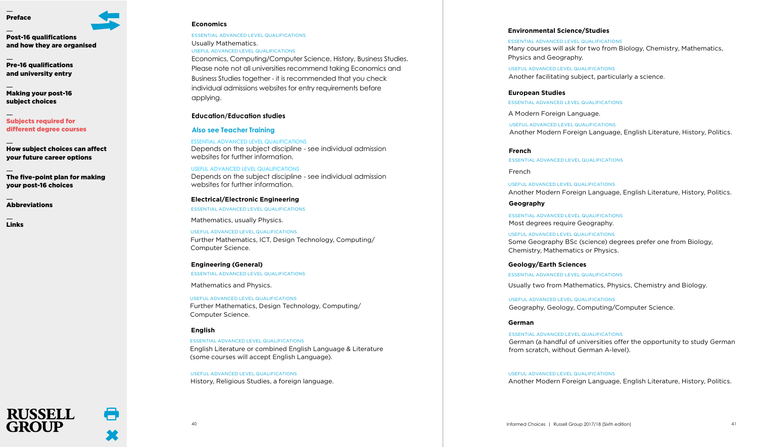### Economics

ESSENTIAL ADVANCED LEVEL QUALIFICATIONS

Usually Mathematics.

USEFUL ADVANCED LEVEL QUALIFICATIONS

Economics, Computing/Computer Science, History, Business Studies. Please note not all universities recommend taking Economics and Business Studies together - it is recommended that you check individual admissions websites for entry requirements before applying.

### Education/Education studies

**Also see Teacher Training**

ESSENTIAL ADVANCED LEVEL QUALIFICATIONS

Depends on the subject discipline - see individual admission websites for further information.

USEFUL ADVANCED LEVEL QUALIFICATIONS

Depends on the subject discipline - see individual admission websites for further information.

### Electrical/Electronic Engineering

ESSENTIAL ADVANCED LEVEL QUALIFICATIONS

Mathematics, usually Physics.

USEFUL ADVANCED LEVEL QUALIFICATIONS

Further Mathematics, ICT, Design Technology, Computing/Computer Science.

### Engineering (General)

ESSENTIAL ADVANCED LEVEL QUALIFICATIONS

Mathematics and Physics.

USEFUL ADVANCED LEVEL QUALIFICATIONS

Further Mathematics, Design Technology, Computing/Computer Science.

### English

ESSENTIAL ADVANCED LEVEL QUALIFICATIONS

English Literature or combined English Language & Literature (some courses will accept English Language).

USEFUL ADVANCED LEVEL QUALIFICATIONS

History, Religious Studies, a foreign language.

### Environmental Science/Studies

ESSENTIAL ADVANCED LEVEL QUALIFICATIONS

Many courses will ask for two from Biology, Chemistry, Mathematics, Physics and Geography.

USEFUL ADVANCED LEVEL QUALIFICATIONS

Another facilitating subject, particularly a science.

### European Studies

ESSENTIAL ADVANCED LEVEL QUALIFICATIONS

A Modern Foreign Language.

USEFUL ADVANCED LEVEL QUALIFICATIONS

Another Modern Foreign Language, English Literature, History, Politics.

### French

ESSENTIAL ADVANCED LEVEL QUALIFICATIONS

French

USEFUL ADVANCED LEVEL QUALIFICATIONS

Another Modern Foreign Language, English Literature, History, Politics.

### Geography

ESSENTIAL ADVANCED LEVEL QUALIFICATIONS

Most degrees require Geography.

USEFUL ADVANCED LEVEL QUALIFICATIONS

Some Geography BSc (science) degrees prefer one from Biology, Chemistry, Mathematics or Physics.

### Geology/Earth Sciences

ESSENTIAL ADVANCED LEVEL QUALIFICATIONS

Usually two from Mathematics, Physics, Chemistry and Biology.

USEFUL ADVANCED LEVEL QUALIFICATIONS

Geography, Geology, Computing/Computer Science.

### German

ESSENTIAL ADVANCED LEVEL QUALIFICATIONS

German (a handful of universities offer the opportunity to study German from scratch, without German A-level).

USEFUL ADVANCED LEVEL QUALIFICATIONS

Another Modern Foreign Language, English Literature, History, Politics.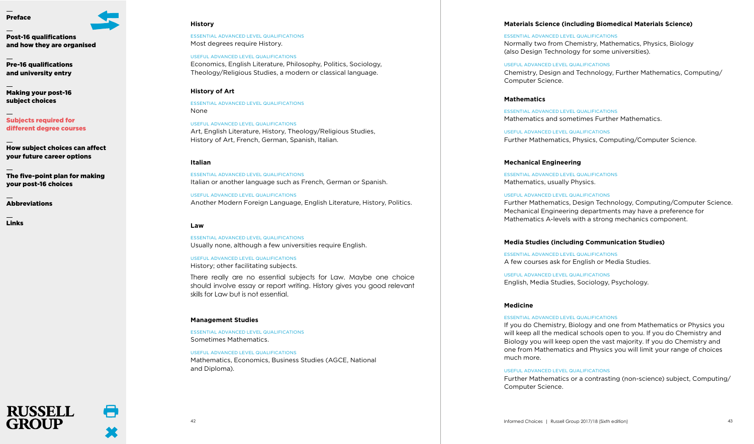### History

ESSENTIAL ADVANCED LEVEL QUALIFICATIONS

Most degrees require History.

USEFUL ADVANCED LEVEL QUALIFICATIONS

Economics, English Literature, Philosophy, Politics, Sociology, Theology/Religious Studies, a modern or classical language.

### History of Art

ESSENTIAL ADVANCED LEVEL QUALIFICATIONS

None

USEFUL ADVANCED LEVEL QUALIFICATIONS

Art, English Literature, History, Theology/Religious Studies, History of Art, French, German, Spanish, Italian.

### Italian

ESSENTIAL ADVANCED LEVEL QUALIFICATIONS

Italian or another language such as French, German or Spanish.

USEFUL ADVANCED LEVEL QUALIFICATIONS

Another Modern Foreign Language, English Literature, History, Politics.

### Law

ESSENTIAL ADVANCED LEVEL QUALIFICATIONS

Usually none, although a few universities require English.

USEFUL ADVANCED LEVEL QUALIFICATIONS

History; other facilitating subjects.

There really are no essential subjects for Law. Maybe one choice should involve essay or report writing. History gives you good relevant skills for Law but is not essential.

### Management Studies

ESSENTIAL ADVANCED LEVEL QUALIFICATIONS

Sometimes Mathematics.

USEFUL ADVANCED LEVEL QUALIFICATIONS

Mathematics, Economics, Business Studies (AGCE, National and Diploma).

### Materials Science (including Biomedical Materials Science)

ESSENTIAL ADVANCED LEVEL QUALIFICATIONS

Normally two from Chemistry, Mathematics, Physics, Biology (also Design Technology for some universities).

USEFUL ADVANCED LEVEL QUALIFICATIONS

Chemistry, Design and Technology, Further Mathematics, Computing/Computer Science.

### Mathematics

ESSENTIAL ADVANCED LEVEL QUALIFICATIONS

Mathematics and sometimes Further Mathematics.

USEFUL ADVANCED LEVEL QUALIFICATIONS

Further Mathematics, Physics, Computing/Computer Science.

### Mechanical Engineering

ESSENTIAL ADVANCED LEVEL QUALIFICATIONS

Mathematics, usually Physics.

USEFUL ADVANCED LEVEL QUALIFICATIONS

Further Mathematics, Design Technology, Computing/Computer Science. Mechanical Engineering departments may have a preference for Mathematics A-levels with a strong mechanics component.

### Media Studies (including Communication Studies)

ESSENTIAL ADVANCED LEVEL QUALIFICATIONS

A few courses ask for English or Media Studies.

USEFUL ADVANCED LEVEL QUALIFICATIONS

English, Media Studies, Sociology, Psychology.

### Medicine

ESSENTIAL ADVANCED LEVEL QUALIFICATIONS

If you do Chemistry, Biology and one from Mathematics or Physics you will keep all the medical schools open to you. If you do Chemistry and Biology you will keep open the vast majority. If you do Chemistry and one from Mathematics and Physics you will limit your range of choices much more.

USEFUL ADVANCED LEVEL QUALIFICATIONS

Further Mathematics or a contrasting (non-science) subject, Computing/Computer Science.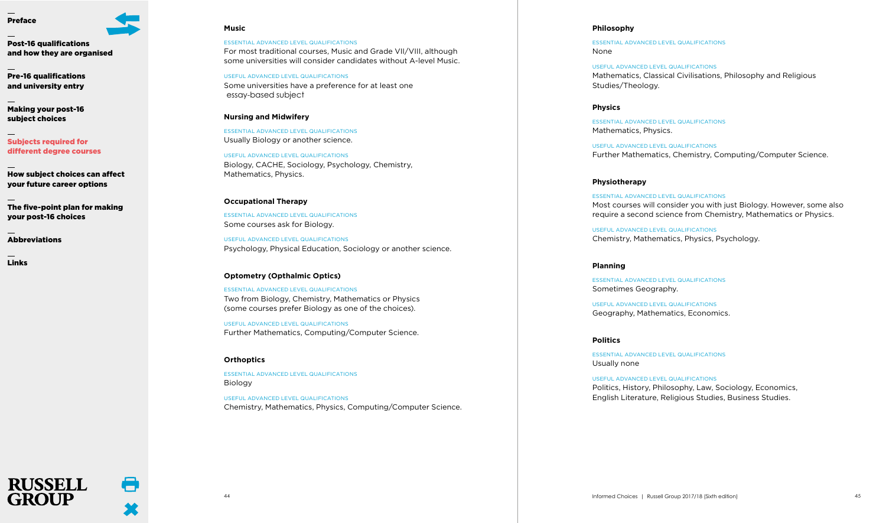### Music

ESSENTIAL ADVANCED LEVEL QUALIFICATIONS

For most traditional courses, Music and Grade VII/VIII, although some universities will consider candidates without A-level Music.

USEFUL ADVANCED LEVEL QUALIFICATIONS

Some universities have a preference for at least one essay-based subject

### Nursing and Midwifery

ESSENTIAL ADVANCED LEVEL QUALIFICATIONS

Usually Biology or another science.

USEFUL ADVANCED LEVEL QUALIFICATIONS

Biology, CACHE, Sociology, Psychology, Chemistry, Mathematics, Physics.

### Occupational Therapy

ESSENTIAL ADVANCED LEVEL QUALIFICATIONS

Some courses ask for Biology.

USEFUL ADVANCED LEVEL QUALIFICATIONS

Psychology, Physical Education, Sociology or another science.

### Optometry (Opthalmic Optics)

ESSENTIAL ADVANCED LEVEL QUALIFICATIONS

Two from Biology, Chemistry, Mathematics or Physics (some courses prefer Biology as one of the choices).

USEFUL ADVANCED LEVEL QUALIFICATIONS

Further Mathematics, Computing/Computer Science.

### Orthoptics

ESSENTIAL ADVANCED LEVEL QUALIFICATIONS

Biology

USEFUL ADVANCED LEVEL QUALIFICATIONS

Chemistry, Mathematics, Physics, Computing/Computer Science.

### Philosophy

ESSENTIAL ADVANCED LEVEL QUALIFICATIONS

None

USEFUL ADVANCED LEVEL QUALIFICATIONS

Mathematics, Classical Civilisations, Philosophy and Religious Studies/Theology.

### Physics

ESSENTIAL ADVANCED LEVEL QUALIFICATIONS

Mathematics, Physics.

USEFUL ADVANCED LEVEL QUALIFICATIONS

Further Mathematics, Chemistry, Computing/Computer Science.

### Physiotherapy

ESSENTIAL ADVANCED LEVEL QUALIFICATIONS

Most courses will consider you with just Biology. However, some also require a second science from Chemistry, Mathematics or Physics.

USEFUL ADVANCED LEVEL QUALIFICATIONS

Chemistry, Mathematics, Physics, Psychology.

### Planning

ESSENTIAL ADVANCED LEVEL QUALIFICATIONS

Sometimes Geography.

USEFUL ADVANCED LEVEL QUALIFICATIONS

Geography, Mathematics, Economics.

### Politics

ESSENTIAL ADVANCED LEVEL QUALIFICATIONS

Usually none

USEFUL ADVANCED LEVEL QUALIFICATIONS

Politics, History, Philosophy, Law, Sociology, Economics, English Literature, Religious Studies, Business Studies.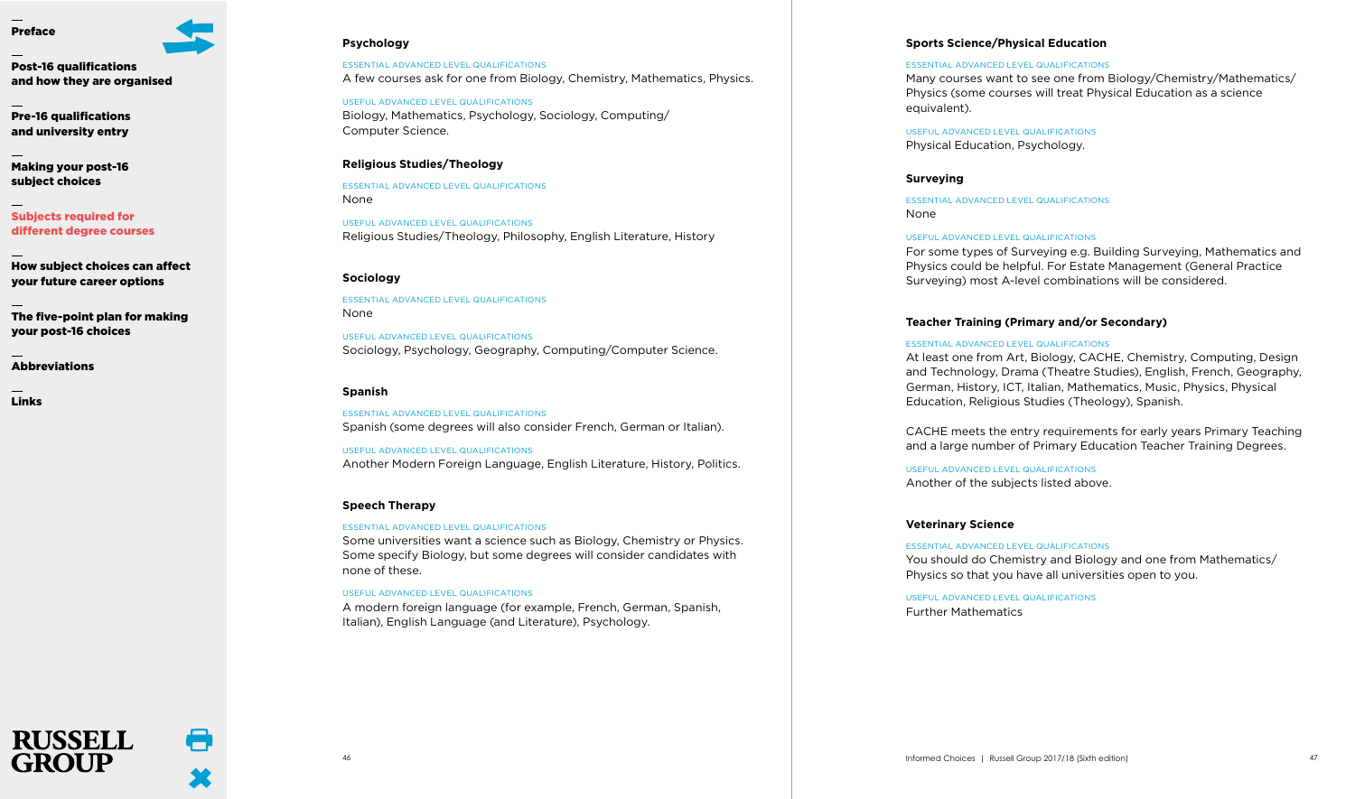### Psychology

ESSENTIAL ADVANCED LEVEL QUALIFICATIONS
A few courses ask for one from Biology, Chemistry, Mathematics, Physics.

USEFUL ADVANCED LEVEL QUALIFICATIONS
Biology, Mathematics, Psychology, Sociology, Computing/Computer Science.

### Religious Studies/Theology

ESSENTIAL ADVANCED LEVEL QUALIFICATIONS
None

USEFUL ADVANCED LEVEL QUALIFICATIONS
Religious Studies/Theology, Philosophy, English Literature, History

### Sociology

ESSENTIAL ADVANCED LEVEL QUALIFICATIONS
None

USEFUL ADVANCED LEVEL QUALIFICATIONS
Sociology, Psychology, Geography, Computing/Computer Science.

### Spanish

ESSENTIAL ADVANCED LEVEL QUALIFICATIONS
Spanish (some degrees will also consider French, German or Italian).

USEFUL ADVANCED LEVEL QUALIFICATIONS
Another Modern Foreign Language, English Literature, History, Politics.

### Speech Therapy

ESSENTIAL ADVANCED LEVEL QUALIFICATIONS
Some universities want a science such as Biology, Chemistry or Physics. Some specify Biology, but some degrees will consider candidates with none of these.

USEFUL ADVANCED LEVEL QUALIFICATIONS
A modern foreign language (for example, French, German, Spanish, Italian), English Language (and Literature), Psychology.

### Sports Science/Physical Education

ESSENTIAL ADVANCED LEVEL QUALIFICATIONS
Many courses want to see one from Biology/Chemistry/Mathematics/Physics (some courses will treat Physical Education as a science equivalent).

USEFUL ADVANCED LEVEL QUALIFICATIONS
Physical Education, Psychology.

### Surveying

ESSENTIAL ADVANCED LEVEL QUALIFICATIONS
None

USEFUL ADVANCED LEVEL QUALIFICATIONS
For some types of Surveying e.g. Building Surveying, Mathematics and Physics could be helpful. For Estate Management (General Practice Surveying) most A-level combinations will be considered.

### Teacher Training (Primary and/or Secondary)

ESSENTIAL ADVANCED LEVEL QUALIFICATIONS
At least one from Art, Biology, CACHE, Chemistry, Computing, Design and Technology, Drama (Theatre Studies), English, French, Geography, German, History, ICT, Italian, Mathematics, Music, Physics, Physical Education, Religious Studies (Theology), Spanish.

CACHE meets the entry requirements for early years Primary Teaching and a large number of Primary Education Teacher Training Degrees.

USEFUL ADVANCED LEVEL QUALIFICATIONS
Another of the subjects listed above.

### Veterinary Science

ESSENTIAL ADVANCED LEVEL QUALIFICATIONS
You should do Chemistry and Biology and one from Mathematics/Physics so that you have all universities open to you.

USEFUL ADVANCED LEVEL QUALIFICATIONS
Further Mathematics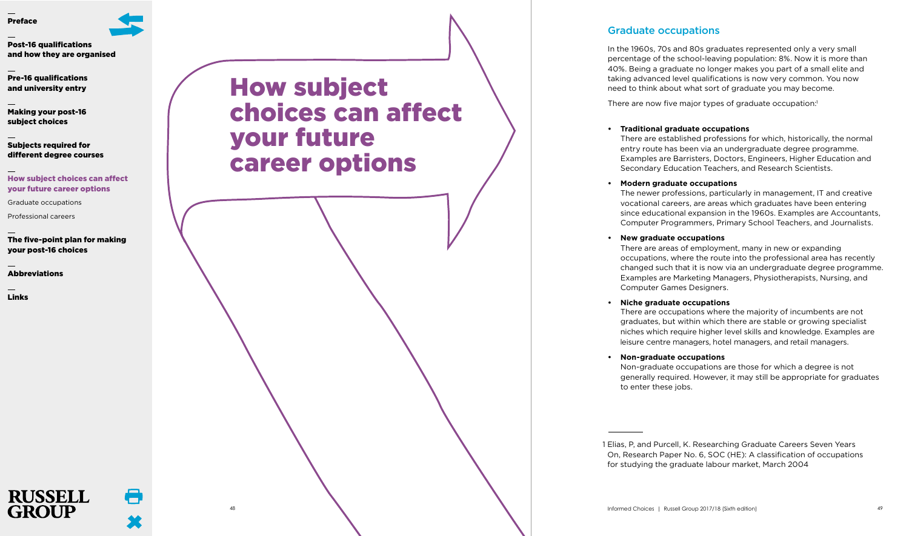# How subject choices can affect your future career options

## Graduate occupations

In the 1960s, 70s and 80s graduates represented only a very small percentage of the school-leaving population: 8%. Now it is more than 40%. Being a graduate no longer makes you part of a small elite and taking advanced level qualifications is now very common. You now need to think about what sort of graduate you may become.

There are now five major types of graduate occupation:[1]

- **Traditional graduate occupations**
  There are established professions for which, historically, the normal entry route has been via an undergraduate degree programme. Examples are Barristers, Doctors, Engineers, Higher Education and Secondary Education Teachers, and Research Scientists.
- **Modern graduate occupations**
  The newer professions, particularly in management, IT and creative vocational careers, are areas which graduates have been entering since educational expansion in the 1960s. Examples are Accountants, Computer Programmers, Primary School Teachers, and Journalists.
- **New graduate occupations**
  There are areas of employment, many in new or expanding occupations, where the route into the professional area has recently changed such that it is now via an undergraduate degree programme. Examples are Marketing Managers, Physiotherapists, Nursing, and Computer Games Designers.
- **Niche graduate occupations**
  There are occupations where the majority of incumbents are not graduates, but within which there are stable or growing specialist niches which require higher level skills and knowledge. Examples are leisure centre managers, hotel managers, and retail managers.
- **Non-graduate occupations**
  Non-graduate occupations are those for which a degree is not generally required. However, it may still be appropriate for graduates to enter these jobs.

---

1 Elias, P, and Purcell, K. Researching Graduate Careers Seven Years On, Research Paper No. 6, SOC (HE): A classification of occupations for studying the graduate labour market, March 2004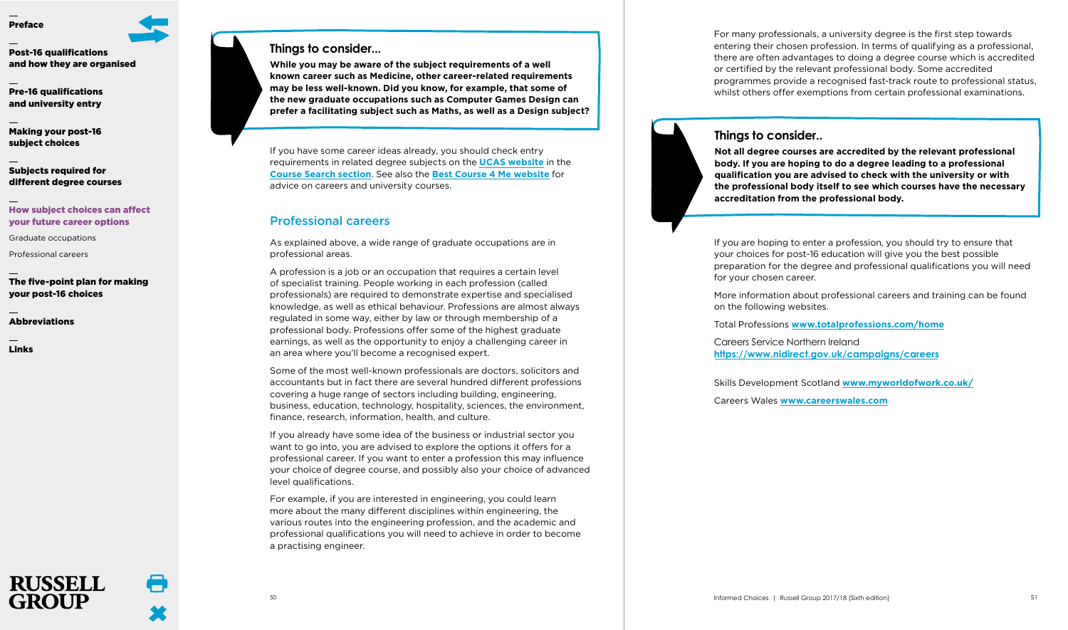### Things to consider...

**While you may be aware of the subject requirements of a well known career such as Medicine, other career-related requirements may be less well-known. Did you know, for example, that some of the new graduate occupations such as Computer Games Design can prefer a facilitating subject such as Maths, as well as a Design subject?**

If you have some career ideas already, you should check entry requirements in related degree subjects on the **UCAS website** in the **Course Search section**. See also the **Best Course 4 Me website** for advice on careers and university courses.

## Professional careers

As explained above, a wide range of graduate occupations are in professional areas.

A profession is a job or an occupation that requires a certain level of specialist training. People working in each profession (called professionals) are required to demonstrate expertise and specialised knowledge, as well as ethical behaviour. Professions are almost always regulated in some way, either by law or through membership of a professional body. Professions offer some of the highest graduate earnings, as well as the opportunity to enjoy a challenging career in an area where you'll become a recognised expert.

Some of the most well-known professionals are doctors, solicitors and accountants but in fact there are several hundred different professions covering a huge range of sectors including building, engineering, business, education, technology, hospitality, sciences, the environment, finance, research, information, health, and culture.

If you already have some idea of the business or industrial sector you want to go into, you are advised to explore the options it offers for a professional career. If you want to enter a profession this may influence your choice of degree course, and possibly also your choice of advanced level qualifications.

For example, if you are interested in engineering, you could learn more about the many different disciplines within engineering, the various routes into the engineering profession, and the academic and professional qualifications you will need to achieve in order to become a practising engineer.

For many professionals, a university degree is the first step towards entering their chosen profession. In terms of qualifying as a professional, there are often advantages to doing a degree course which is accredited or certified by the relevant professional body. Some accredited programmes provide a recognised fast-track route to professional status, whilst others offer exemptions from certain professional examinations.

### Things to consider..

**Not all degree courses are accredited by the relevant professional body. If you are hoping to do a degree leading to a professional qualification you are advised to check with the university or with the professional body itself to see which courses have the necessary accreditation from the professional body.**

If you are hoping to enter a profession, you should try to ensure that your choices for post-16 education will give you the best possible preparation for the degree and professional qualifications you will need for your chosen career.

More information about professional careers and training can be found on the following websites.

Total Professions **www.totalprofessions.com/home**

Careers Service Northern Ireland
**https://www.nidirect.gov.uk/campaigns/careers**

Skills Development Scotland **www.myworldofwork.co.uk/**

Careers Wales **www.careerswales.com**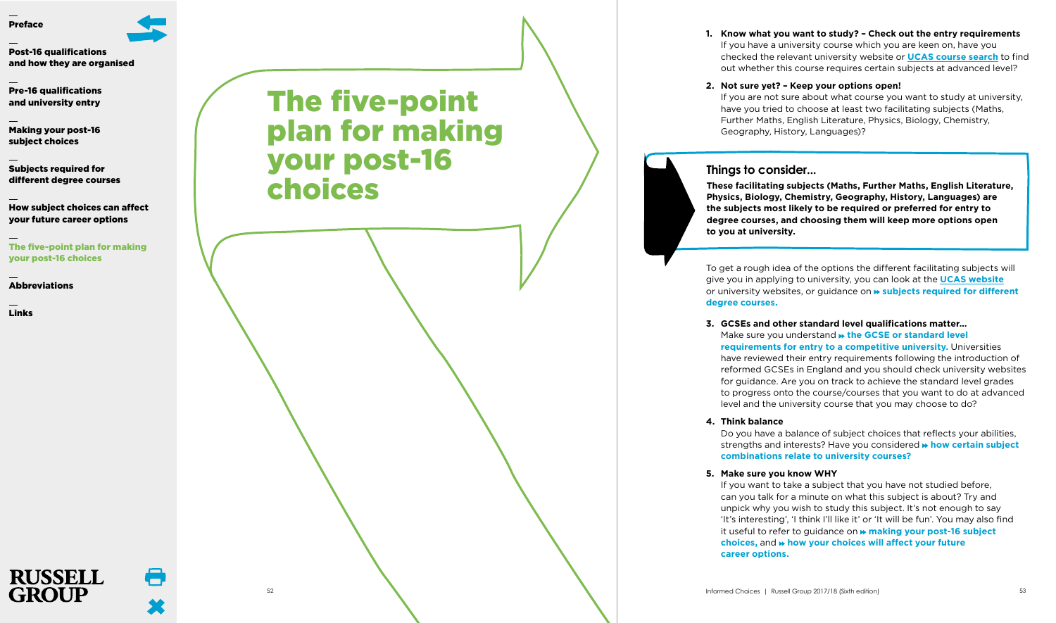# The five-point plan for making your post-16 choices

1. **Know what you want to study? – Check out the entry requirements**
   If you have a university course which you are keen on, have you checked the relevant university website or UCAS course search to find out whether this course requires certain subjects at advanced level?

2. **Not sure yet? – Keep your options open!**
   If you are not sure about what course you want to study at university, have you tried to choose at least two facilitating subjects (Maths, Further Maths, English Literature, Physics, Biology, Chemistry, Geography, History, Languages)?

## Things to consider...

**These facilitating subjects (Maths, Further Maths, English Literature, Physics, Biology, Chemistry, Geography, History, Languages) are the subjects most likely to be required or preferred for entry to degree courses, and choosing them will keep more options open to you at university.**

To get a rough idea of the options the different facilitating subjects will give you in applying to university, you can look at the UCAS website or university websites, or guidance on **subjects required for different degree courses.**

3. **GCSEs and other standard level qualifications matter...**
   Make sure you understand **the GCSE or standard level requirements for entry to a competitive university.** Universities have reviewed their entry requirements following the introduction of reformed GCSEs in England and you should check university websites for guidance. Are you on track to achieve the standard level grades to progress onto the course/courses that you want to do at advanced level and the university course that you may choose to do?

4. **Think balance**
   Do you have a balance of subject choices that reflects your abilities, strengths and interests? Have you considered **how certain subject combinations relate to university courses?**

5. **Make sure you know WHY**
   If you want to take a subject that you have not studied before, can you talk for a minute on what this subject is about? Try and unpick why you wish to study this subject. It's not enough to say 'It's interesting', 'I think I'll like it' or 'It will be fun'. You may also find it useful to refer to guidance on **making your post-16 subject choices,** and **how your choices will affect your future career options.**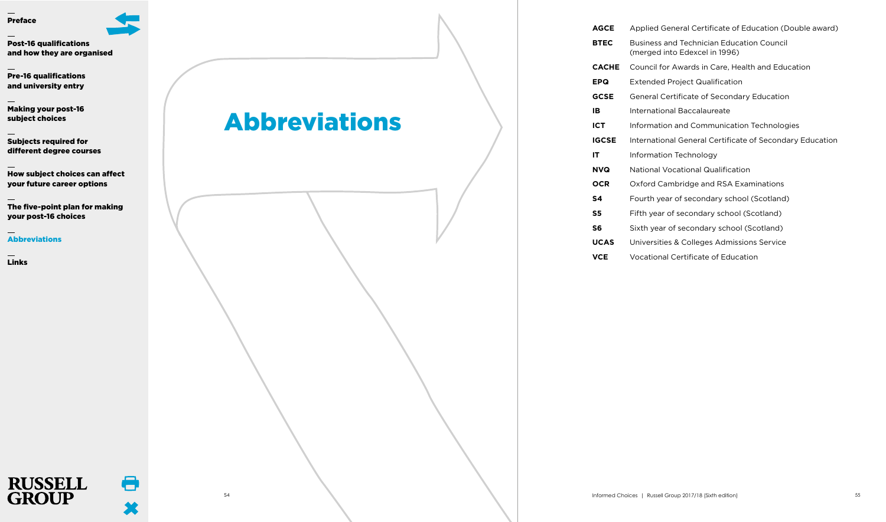# Abbreviations

| | |
|---|---|
| **AGCE** | Applied General Certificate of Education (Double award) |
| **BTEC** | Business and Technician Education Council (merged into Edexcel in 1996) |
| **CACHE** | Council for Awards in Care, Health and Education |
| **EPQ** | Extended Project Qualification |
| **GCSE** | General Certificate of Secondary Education |
| **IB** | International Baccalaureate |
| **ICT** | Information and Communication Technologies |
| **IGCSE** | International General Certificate of Secondary Education |
| **IT** | Information Technology |
| **NVQ** | National Vocational Qualification |
| **OCR** | Oxford Cambridge and RSA Examinations |
| **S4** | Fourth year of secondary school (Scotland) |
| **S5** | Fifth year of secondary school (Scotland) |
| **S6** | Sixth year of secondary school (Scotland) |
| **UCAS** | Universities & Colleges Admissions Service |
| **VCE** | Vocational Certificate of Education |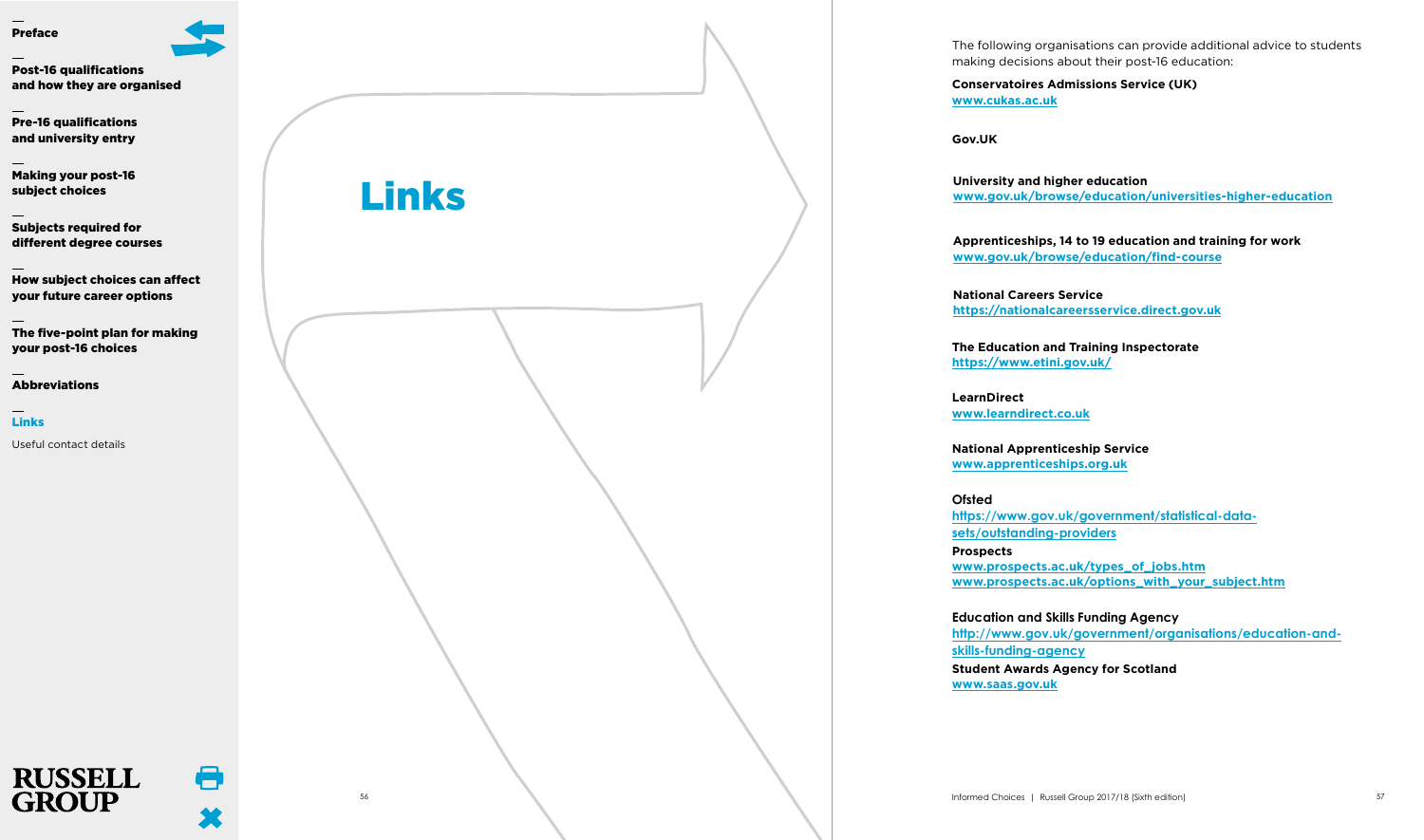Preface

Post-16 qualifications and how they are organised

Pre-16 qualifications and university entry

Making your post-16 subject choices

Subjects required for different degree courses

How subject choices can affect your future career options

The five-point plan for making your post-16 choices

Abbreviations

Links

Useful contact details

# Links

The following organisations can provide additional advice to students making decisions about their post-16 education:

**Conservatoires Admissions Service (UK)**
www.cukas.ac.uk

**Gov.UK**

**University and higher education**
www.gov.uk/browse/education/universities-higher-education

**Apprenticeships, 14 to 19 education and training for work**
www.gov.uk/browse/education/find-course

**National Careers Service**
https://nationalcareersservice.direct.gov.uk

**The Education and Training Inspectorate**
https://www.etini.gov.uk/

**LearnDirect**
www.learndirect.co.uk

**National Apprenticeship Service**
www.apprenticeships.org.uk

**Ofsted**
https://www.gov.uk/government/statistical-data-sets/outstanding-providers

**Prospects**
www.prospects.ac.uk/types_of_jobs.htm
www.prospects.ac.uk/options_with_your_subject.htm

**Education and Skills Funding Agency**
http://www.gov.uk/government/organisations/education-and-skills-funding-agency

**Student Awards Agency for Scotland**
www.saas.gov.uk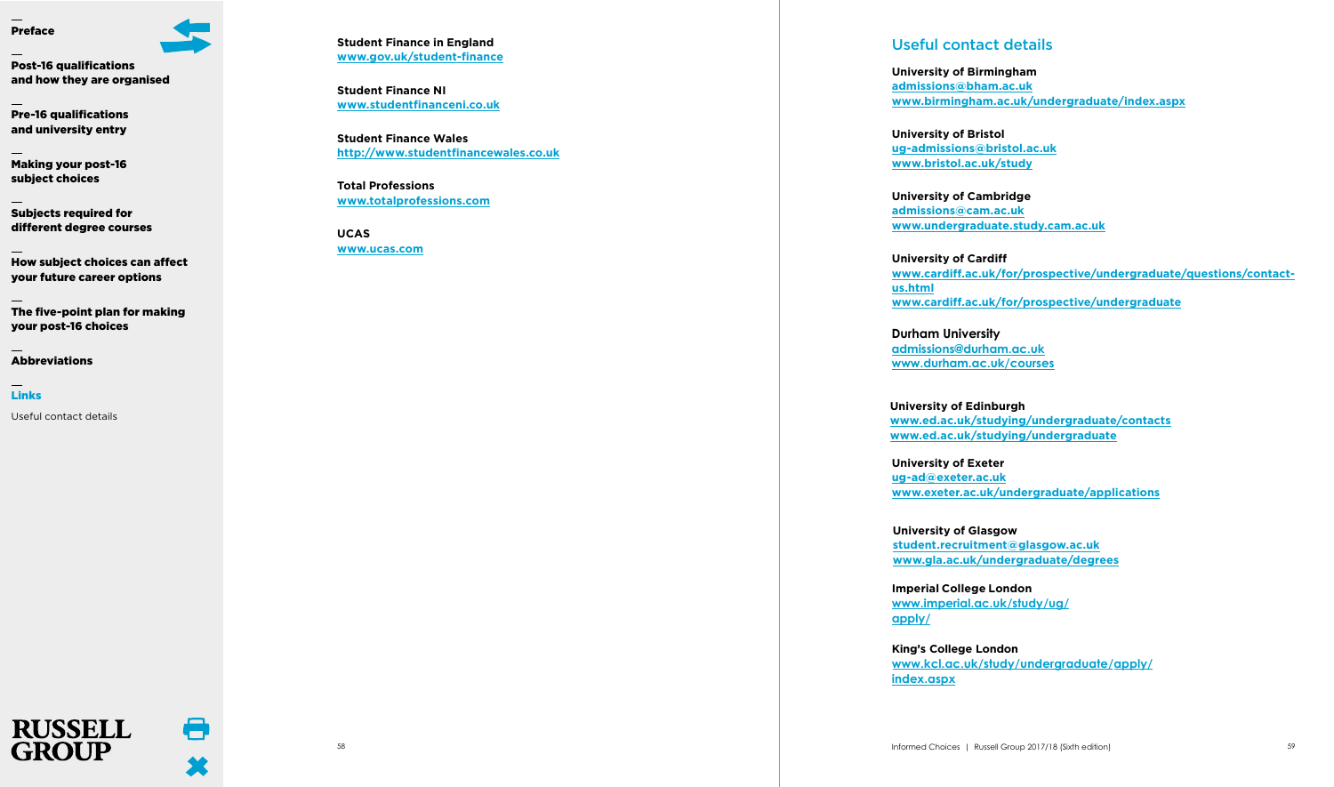**Student Finance in England**
www.gov.uk/student-finance

**Student Finance NI**
www.studentfinanceni.co.uk

**Student Finance Wales**
http://www.studentfinancewales.co.uk

**Total Professions**
www.totalprofessions.com

**UCAS**
www.ucas.com

## Useful contact details

**University of Birmingham**
admissions@bham.ac.uk
www.birmingham.ac.uk/undergraduate/index.aspx

**University of Bristol**
ug-admissions@bristol.ac.uk
www.bristol.ac.uk/study

**University of Cambridge**
admissions@cam.ac.uk
www.undergraduate.study.cam.ac.uk

**University of Cardiff**
www.cardiff.ac.uk/for/prospective/undergraduate/questions/contact-us.html
www.cardiff.ac.uk/for/prospective/undergraduate

**Durham University**
admissions@durham.ac.uk
www.durham.ac.uk/courses

**University of Edinburgh**
www.ed.ac.uk/studying/undergraduate/contacts
www.ed.ac.uk/studying/undergraduate

**University of Exeter**
ug-ad@exeter.ac.uk
www.exeter.ac.uk/undergraduate/applications

**University of Glasgow**
student.recruitment@glasgow.ac.uk
www.gla.ac.uk/undergraduate/degrees

**Imperial College London**
www.imperial.ac.uk/study/ug/apply/

**King's College London**
www.kcl.ac.uk/study/undergraduate/apply/index.aspx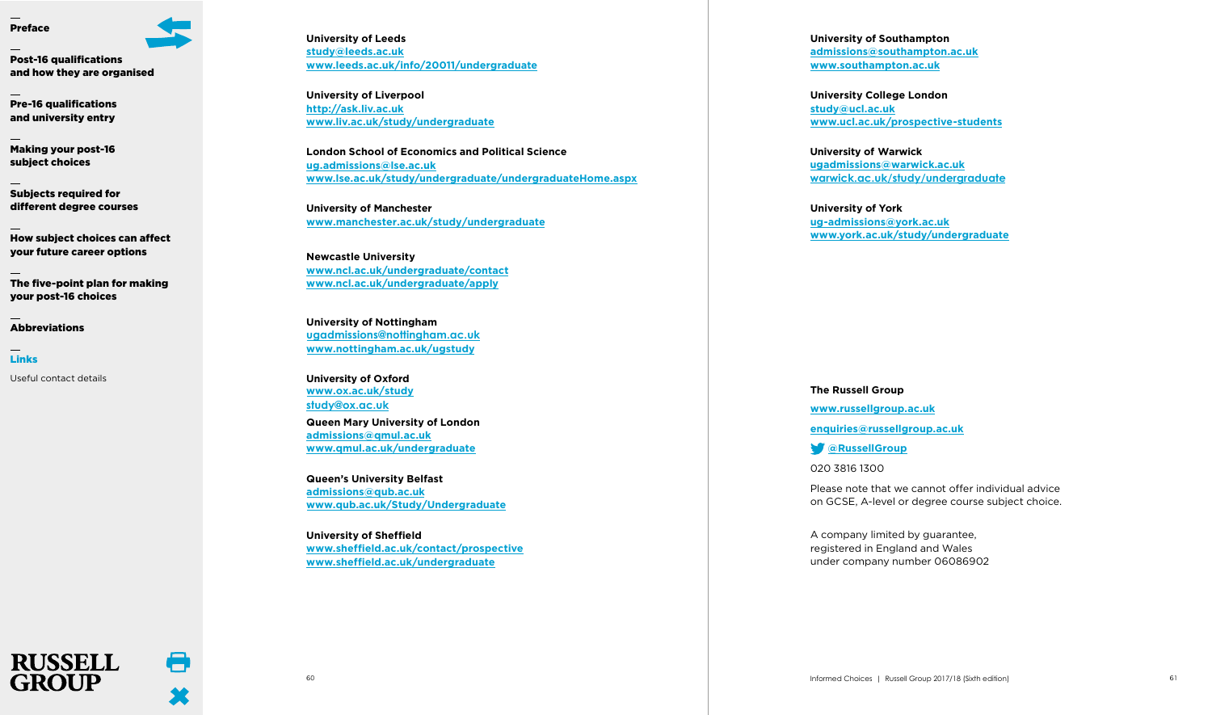**University of Leeds**
study@leeds.ac.uk
www.leeds.ac.uk/info/20011/undergraduate

**University of Liverpool**
http://ask.liv.ac.uk
www.liv.ac.uk/study/undergraduate

**London School of Economics and Political Science**
ug.admissions@lse.ac.uk
www.lse.ac.uk/study/undergraduate/undergraduateHome.aspx

**University of Manchester**
www.manchester.ac.uk/study/undergraduate

**Newcastle University**
www.ncl.ac.uk/undergraduate/contact
www.ncl.ac.uk/undergraduate/apply

**University of Nottingham**
ugadmissions@nottingham.ac.uk
www.nottingham.ac.uk/ugstudy

**University of Oxford**
www.ox.ac.uk/study
study@ox.ac.uk

**Queen Mary University of London**
admissions@qmul.ac.uk
www.qmul.ac.uk/undergraduate

**Queen's University Belfast**
admissions@qub.ac.uk
www.qub.ac.uk/Study/Undergraduate

**University of Sheffield**
www.sheffield.ac.uk/contact/prospective
www.sheffield.ac.uk/undergraduate

**University of Southampton**
admissions@southampton.ac.uk
www.southampton.ac.uk

**University College London**
study@ucl.ac.uk
www.ucl.ac.uk/prospective-students

**University of Warwick**
ugadmissions@warwick.ac.uk
warwick.ac.uk/study/undergraduate

**University of York**
ug-admissions@york.ac.uk
www.york.ac.uk/study/undergraduate

**The Russell Group**

www.russellgroup.ac.uk

enquiries@russellgroup.ac.uk

@RussellGroup

020 3816 1300

Please note that we cannot offer individual advice on GCSE, A-level or degree course subject choice.

A company limited by guarantee, registered in England and Wales under company number 06086902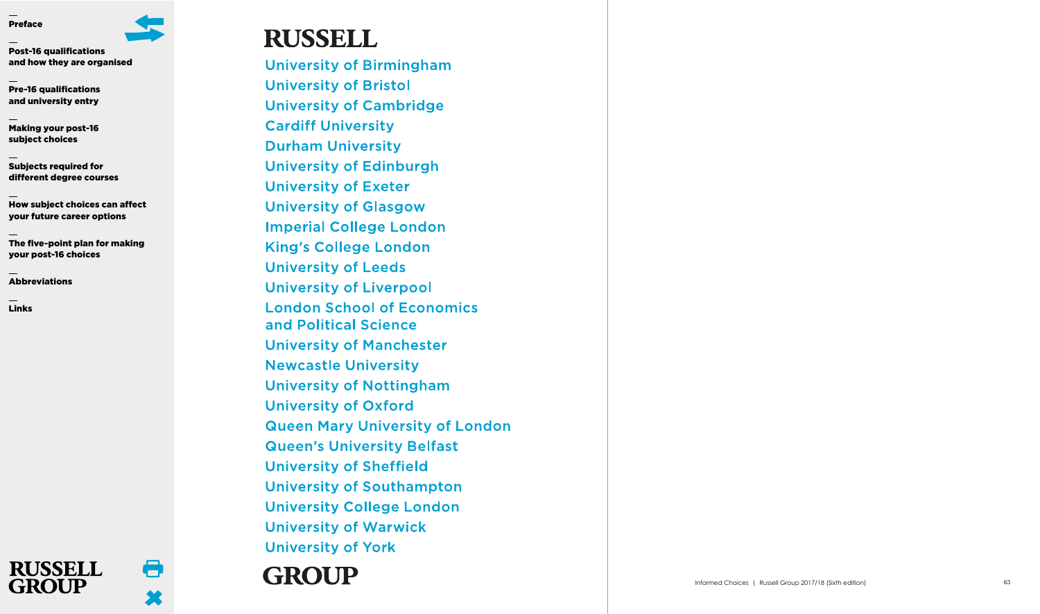# RUSSELL

- University of Birmingham
- University of Bristol
- University of Cambridge
- Cardiff University
- Durham University
- University of Edinburgh
- University of Exeter
- University of Glasgow
- Imperial College London
- King's College London
- University of Leeds
- University of Liverpool
- London School of Economics and Political Science
- University of Manchester
- Newcastle University
- University of Nottingham
- University of Oxford
- Queen Mary University of London
- Queen's University Belfast
- University of Sheffield
- University of Southampton
- University College London
- University of Warwick
- University of York

# GROUP